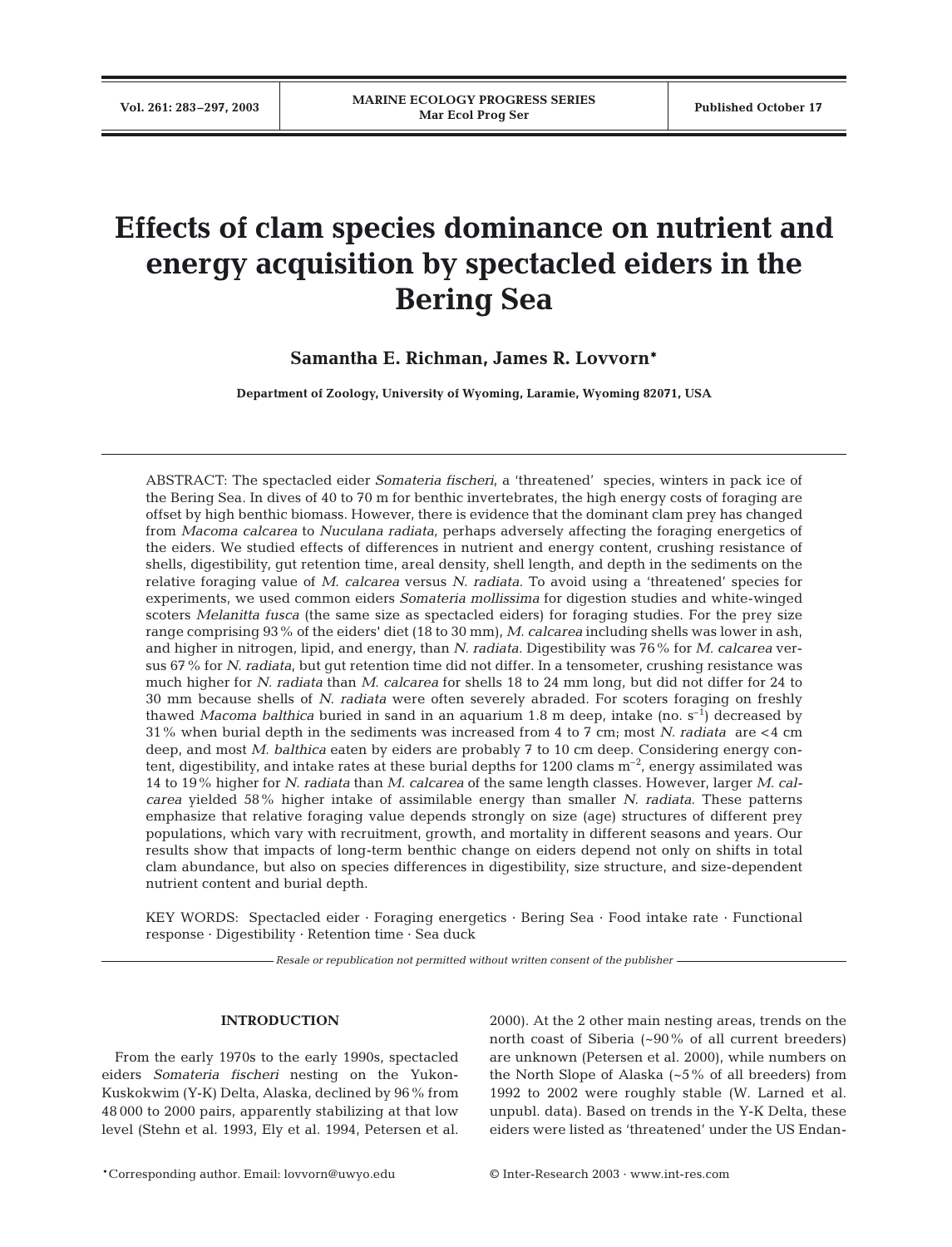# Effects of clam species dominance on nutrient and energy acquisition by spectacled eiders in the Bering Sea

**Samantha E. Richman, James R. Lovvorn***

**Department of Zoology, University of Wyoming, Laramie, Wyoming 82071, USA**

ABSTRACT: The spectacled eider *Somateria fischeri*, a 'threatened' species, winters in pack ice of the Bering Sea. In dives of 40 to 70 m for benthic invertebrates, the high energy costs of foraging are offset by high benthic biomass. However, there is evidence that the dominant clam prey has changed from *Macoma calcarea* to *Nuculana radiata*, perhaps adversely affecting the foraging energetics of the eiders. We studied effects of differences in nutrient and energy content, crushing resistance of shells, digestibility, gut retention time, areal density, shell length, and depth in the sediments on the relative foraging value of *M. calcarea* versus *N. radiata*. To avoid using a 'threatened' species for experiments, we used common eiders *Somateria mollissima* for digestion studies and white-winged scoters *Melanitta fusca* (the same size as spectacled eiders) for foraging studies. For the prey size range comprising 93% of the eiders' diet (18 to 30 mm), *M. calcarea* including shells was lower in ash, and higher in nitrogen, lipid, and energy, than *N. radiata*. Digestibility was 76% for *M. calcarea* versus 67% for *N. radiata*, but gut retention time did not differ. In a tensometer, crushing resistance was much higher for *N. radiata* than *M. calcarea* for shells 18 to 24 mm long, but did not differ for 24 to 30 mm because shells of *N. radiata* were often severely abraded. For scoters foraging on freshly thawed *Macoma balthica* buried in sand in an aquarium 1.8 m deep, intake (no. $s^{-1}$) decreased by 31% when burial depth in the sediments was increased from 4 to 7 cm; most *N. radiata* are <4 cm deep, and most *M. balthica* eaten by eiders are probably 7 to 10 cm deep. Considering energy content, digestibility, and intake rates at these burial depths for 1200 clams $m^{-2}$, energy assimilated was 14 to 19% higher for *N. radiata* than *M. calcarea* of the same length classes. However, larger *M. calcarea* yielded 58% higher intake of assimilable energy than smaller *N. radiata*. These patterns emphasize that relative foraging value depends strongly on size (age) structures of different prey populations, which vary with recruitment, growth, and mortality in different seasons and years. Our results show that impacts of long-term benthic change on eiders depend not only on shifts in total clam abundance, but also on species differences in digestibility, size structure, and size-dependent nutrient content and burial depth.

KEY WORDS: Spectacled eider · Foraging energetics · Bering Sea · Food intake rate · Functional response · Digestibility · Retention time · Sea duck

*Resale or republication not permitted without written consent of the publisher*

## INTRODUCTION

From the early 1970s to the early 1990s, spectacled eiders *Somateria fischeri* nesting on the Yukon-Kuskokwim (Y-K) Delta, Alaska, declined by 96% from 48 000 to 2000 pairs, apparently stabilizing at that low level (Stehn et al. 1993, Ely et al. 1994, Petersen et al. 2000). At the 2 other main nesting areas, trends on the north coast of Siberia (~90% of all current breeders) are unknown (Petersen et al. 2000), while numbers on the North Slope of Alaska (~5% of all breeders) from 1992 to 2002 were roughly stable (W. Larned et al. unpubl. data). Based on trends in the Y-K Delta, these eiders were listed as 'threatened' under the US Endan-

*Corresponding author. Email: lovvorn@uwyo.edu

© Inter-Research 2003 · www.int-res.com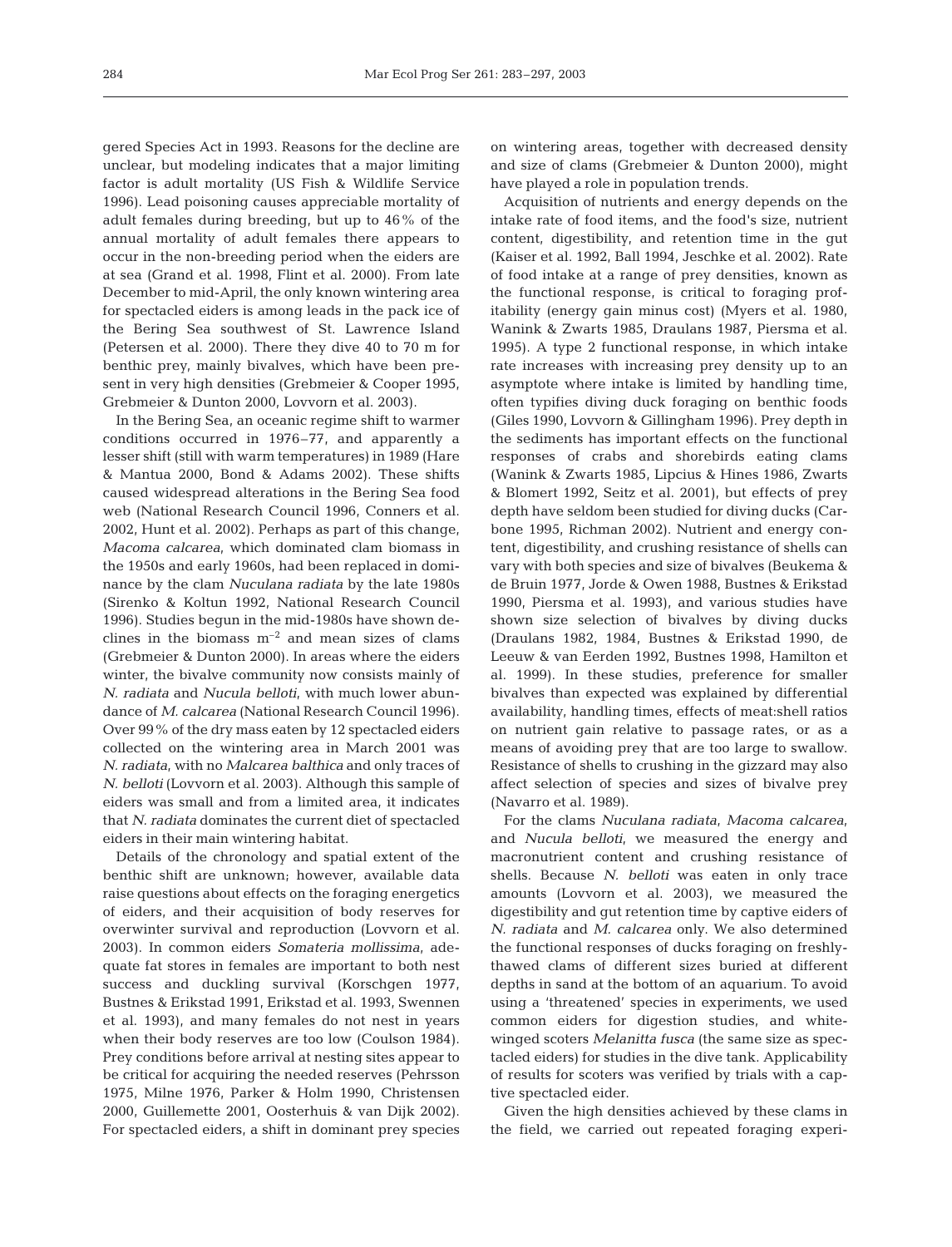gered Species Act in 1993. Reasons for the decline are unclear, but modeling indicates that a major limiting factor is adult mortality (US Fish & Wildlife Service 1996). Lead poisoning causes appreciable mortality of adult females during breeding, but up to 46% of the annual mortality of adult females there appears to occur in the non-breeding period when the eiders are at sea (Grand et al. 1998, Flint et al. 2000). From late December to mid-April, the only known wintering area for spectacled eiders is among leads in the pack ice of the Bering Sea southwest of St. Lawrence Island (Petersen et al. 2000). There they dive 40 to 70 m for benthic prey, mainly bivalves, which have been present in very high densities (Grebmeier & Cooper 1995, Grebmeier & Dunton 2000, Lovvorn et al. 2003).

In the Bering Sea, an oceanic regime shift to warmer conditions occurred in 1976–77, and apparently a lesser shift (still with warm temperatures) in 1989 (Hare & Mantua 2000, Bond & Adams 2002). These shifts caused widespread alterations in the Bering Sea food web (National Research Council 1996, Conners et al. 2002, Hunt et al. 2002). Perhaps as part of this change, *Macoma calcarea*, which dominated clam biomass in the 1950s and early 1960s, had been replaced in dominance by the clam *Nuculana radiata* by the late 1980s (Sirenko & Koltun 1992, National Research Council 1996). Studies begun in the mid-1980s have shown declines in the biomass $m^{-2}$ and mean sizes of clams (Grebmeier & Dunton 2000). In areas where the eiders winter, the bivalve community now consists mainly of *N. radiata* and *Nucula belloti*, with much lower abundance of *M. calcarea* (National Research Council 1996). Over 99% of the dry mass eaten by 12 spectacled eiders collected on the wintering area in March 2001 was *N. radiata*, with no *Malcarea balthica* and only traces of *N. belloti* (Lovvorn et al. 2003). Although this sample of eiders was small and from a limited area, it indicates that *N. radiata* dominates the current diet of spectacled eiders in their main wintering habitat.

Details of the chronology and spatial extent of the benthic shift are unknown; however, available data raise questions about effects on the foraging energetics of eiders, and their acquisition of body reserves for overwinter survival and reproduction (Lovvorn et al. 2003). In common eiders *Somateria mollissima*, adequate fat stores in females are important to both nest success and duckling survival (Korschgen 1977, Bustnes & Erikstad 1991, Erikstad et al. 1993, Swennen et al. 1993), and many females do not nest in years when their body reserves are too low (Coulson 1984). Prey conditions before arrival at nesting sites appear to be critical for acquiring the needed reserves (Pehrsson 1975, Milne 1976, Parker & Holm 1990, Christensen 2000, Guillemette 2001, Oosterhuis & van Dijk 2002). For spectacled eiders, a shift in dominant prey species on wintering areas, together with decreased density and size of clams (Grebmeier & Dunton 2000), might have played a role in population trends.

Acquisition of nutrients and energy depends on the intake rate of food items, and the food's size, nutrient content, digestibility, and retention time in the gut (Kaiser et al. 1992, Ball 1994, Jeschke et al. 2002). Rate of food intake at a range of prey densities, known as the functional response, is critical to foraging profitability (energy gain minus cost) (Myers et al. 1980, Wanink & Zwarts 1985, Draulans 1987, Piersma et al. 1995). A type 2 functional response, in which intake rate increases with increasing prey density up to an asymptote where intake is limited by handling time, often typifies diving duck foraging on benthic foods (Giles 1990, Lovvorn & Gillingham 1996). Prey depth in the sediments has important effects on the functional responses of crabs and shorebirds eating clams (Wanink & Zwarts 1985, Lipcius & Hines 1986, Zwarts & Blomert 1992, Seitz et al. 2001), but effects of prey depth have seldom been studied for diving ducks (Carbone 1995, Richman 2002). Nutrient and energy content, digestibility, and crushing resistance of shells can vary with both species and size of bivalves (Beukema & de Bruin 1977, Jorde & Owen 1988, Bustnes & Erikstad 1990, Piersma et al. 1993), and various studies have shown size selection of bivalves by diving ducks (Draulans 1982, 1984, Bustnes & Erikstad 1990, de Leeuw & van Eerden 1992, Bustnes 1998, Hamilton et al. 1999). In these studies, preference for smaller bivalves than expected was explained by differential availability, handling times, effects of meat:shell ratios on nutrient gain relative to passage rates, or as a means of avoiding prey that are too large to swallow. Resistance of shells to crushing in the gizzard may also affect selection of species and sizes of bivalve prey (Navarro et al. 1989).

For the clams *Nuculana radiata*, *Macoma calcarea*, and *Nucula belloti*, we measured the energy and macronutrient content and crushing resistance of shells. Because *N. belloti* was eaten in only trace amounts (Lovvorn et al. 2003), we measured the digestibility and gut retention time by captive eiders of *N. radiata* and *M. calcarea* only. We also determined the functional responses of ducks foraging on freshly-thawed clams of different sizes buried at different depths in sand at the bottom of an aquarium. To avoid using a 'threatened' species in experiments, we used common eiders for digestion studies, and white-winged scoters *Melanitta fusca* (the same size as spectacled eiders) for studies in the dive tank. Applicability of results for scoters was verified by trials with a captive spectacled eider.

Given the high densities achieved by these clams in the field, we carried out repeated foraging experi-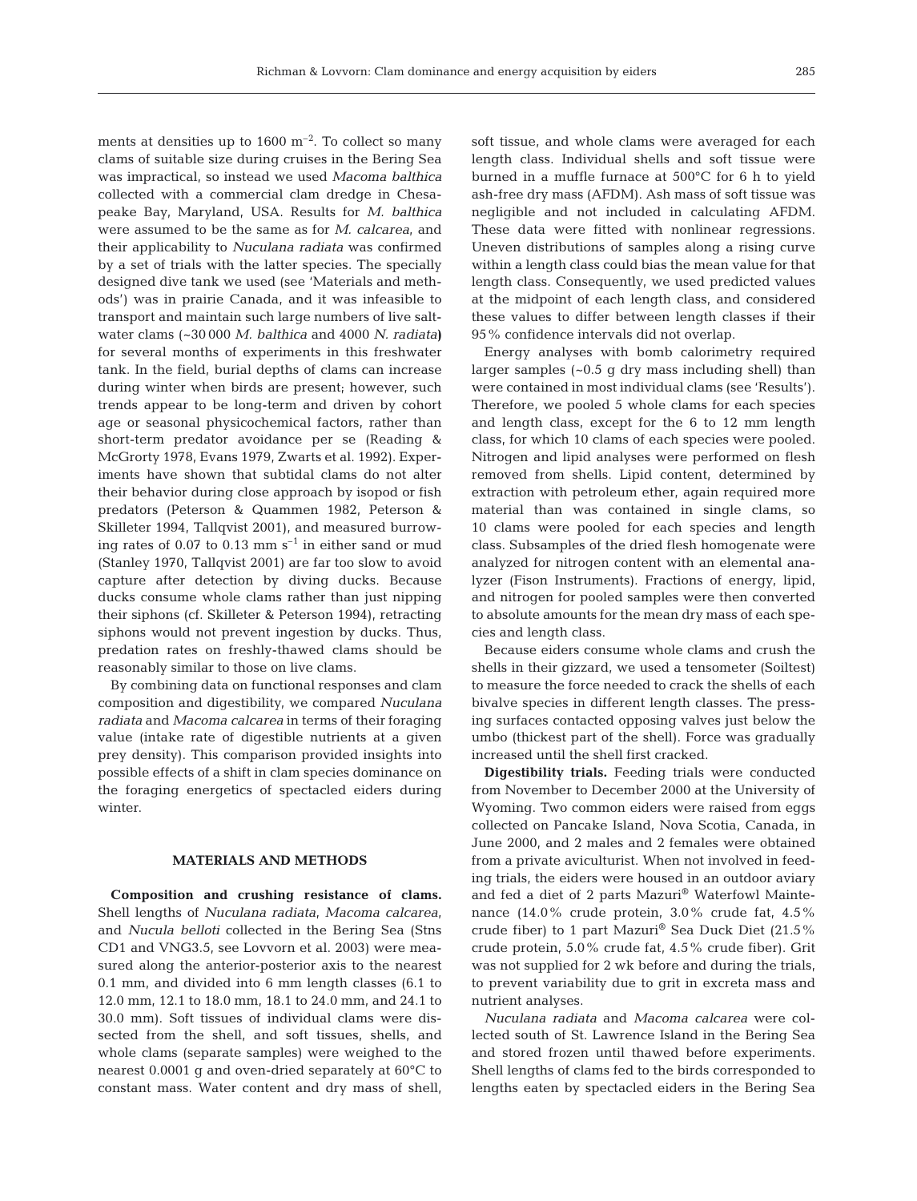ments at densities up to 1600 $m^{-2}$. To collect so many clams of suitable size during cruises in the Bering Sea was impractical, so instead we used *Macoma balthica* collected with a commercial clam dredge in Chesapeake Bay, Maryland, USA. Results for *M. balthica* were assumed to be the same as for *M. calcarea*, and their applicability to *Nuculana radiata* was confirmed by a set of trials with the latter species. The specially designed dive tank we used (see 'Materials and methods') was in prairie Canada, and it was infeasible to transport and maintain such large numbers of live saltwater clams (~30 000 *M. balthica* and 4000 *N. radiata*) for several months of experiments in this freshwater tank. In the field, burial depths of clams can increase during winter when birds are present; however, such trends appear to be long-term and driven by cohort age or seasonal physicochemical factors, rather than short-term predator avoidance per se (Reading & McGrorty 1978, Evans 1979, Zwarts et al. 1992). Experiments have shown that subtidal clams do not alter their behavior during close approach by isopod or fish predators (Peterson & Quammen 1982, Peterson & Skilleter 1994, Tallqvist 2001), and measured burrowing rates of 0.07 to 0.13 mm $s^{-1}$ in either sand or mud (Stanley 1970, Tallqvist 2001) are far too slow to avoid capture after detection by diving ducks. Because ducks consume whole clams rather than just nipping their siphons (cf. Skilleter & Peterson 1994), retracting siphons would not prevent ingestion by ducks. Thus, predation rates on freshly-thawed clams should be reasonably similar to those on live clams.

By combining data on functional responses and clam composition and digestibility, we compared *Nuculana radiata* and *Macoma calcarea* in terms of their foraging value (intake rate of digestible nutrients at a given prey density). This comparison provided insights into possible effects of a shift in clam species dominance on the foraging energetics of spectacled eiders during winter.

## MATERIALS AND METHODS

**Composition and crushing resistance of clams.** Shell lengths of *Nuculana radiata*, *Macoma calcarea*, and *Nucula belloti* collected in the Bering Sea (Stns CD1 and VNG3.5, see Lovvorn et al. 2003) were measured along the anterior-posterior axis to the nearest 0.1 mm, and divided into 6 mm length classes (6.1 to 12.0 mm, 12.1 to 18.0 mm, 18.1 to 24.0 mm, and 24.1 to 30.0 mm). Soft tissues of individual clams were dissected from the shell, and soft tissues, shells, and whole clams (separate samples) were weighed to the nearest 0.0001 g and oven-dried separately at 60°C to constant mass. Water content and dry mass of shell, soft tissue, and whole clams were averaged for each length class. Individual shells and soft tissue were burned in a muffle furnace at 500°C for 6 h to yield ash-free dry mass (AFDM). Ash mass of soft tissue was negligible and not included in calculating AFDM. These data were fitted with nonlinear regressions. Uneven distributions of samples along a rising curve within a length class could bias the mean value for that length class. Consequently, we used predicted values at the midpoint of each length class, and considered these values to differ between length classes if their 95% confidence intervals did not overlap.

Energy analyses with bomb calorimetry required larger samples (~0.5 g dry mass including shell) than were contained in most individual clams (see 'Results'). Therefore, we pooled 5 whole clams for each species and length class, except for the 6 to 12 mm length class, for which 10 clams of each species were pooled. Nitrogen and lipid analyses were performed on flesh removed from shells. Lipid content, determined by extraction with petroleum ether, again required more material than was contained in single clams, so 10 clams were pooled for each species and length class. Subsamples of the dried flesh homogenate were analyzed for nitrogen content with an elemental analyzer (Fison Instruments). Fractions of energy, lipid, and nitrogen for pooled samples were then converted to absolute amounts for the mean dry mass of each species and length class.

Because eiders consume whole clams and crush the shells in their gizzard, we used a tensometer (Soiltest) to measure the force needed to crack the shells of each bivalve species in different length classes. The pressing surfaces contacted opposing valves just below the umbo (thickest part of the shell). Force was gradually increased until the shell first cracked.

**Digestibility trials.** Feeding trials were conducted from November to December 2000 at the University of Wyoming. Two common eiders were raised from eggs collected on Pancake Island, Nova Scotia, Canada, in June 2000, and 2 males and 2 females were obtained from a private aviculturist. When not involved in feeding trials, the eiders were housed in an outdoor aviary and fed a diet of 2 parts Mazuri® Waterfowl Maintenance (14.0% crude protein, 3.0% crude fat, 4.5% crude fiber) to 1 part Mazuri® Sea Duck Diet (21.5% crude protein, 5.0% crude fat, 4.5% crude fiber). Grit was not supplied for 2 wk before and during the trials, to prevent variability due to grit in excreta mass and nutrient analyses.

*Nuculana radiata* and *Macoma calcarea* were collected south of St. Lawrence Island in the Bering Sea and stored frozen until thawed before experiments. Shell lengths of clams fed to the birds corresponded to lengths eaten by spectacled eiders in the Bering Sea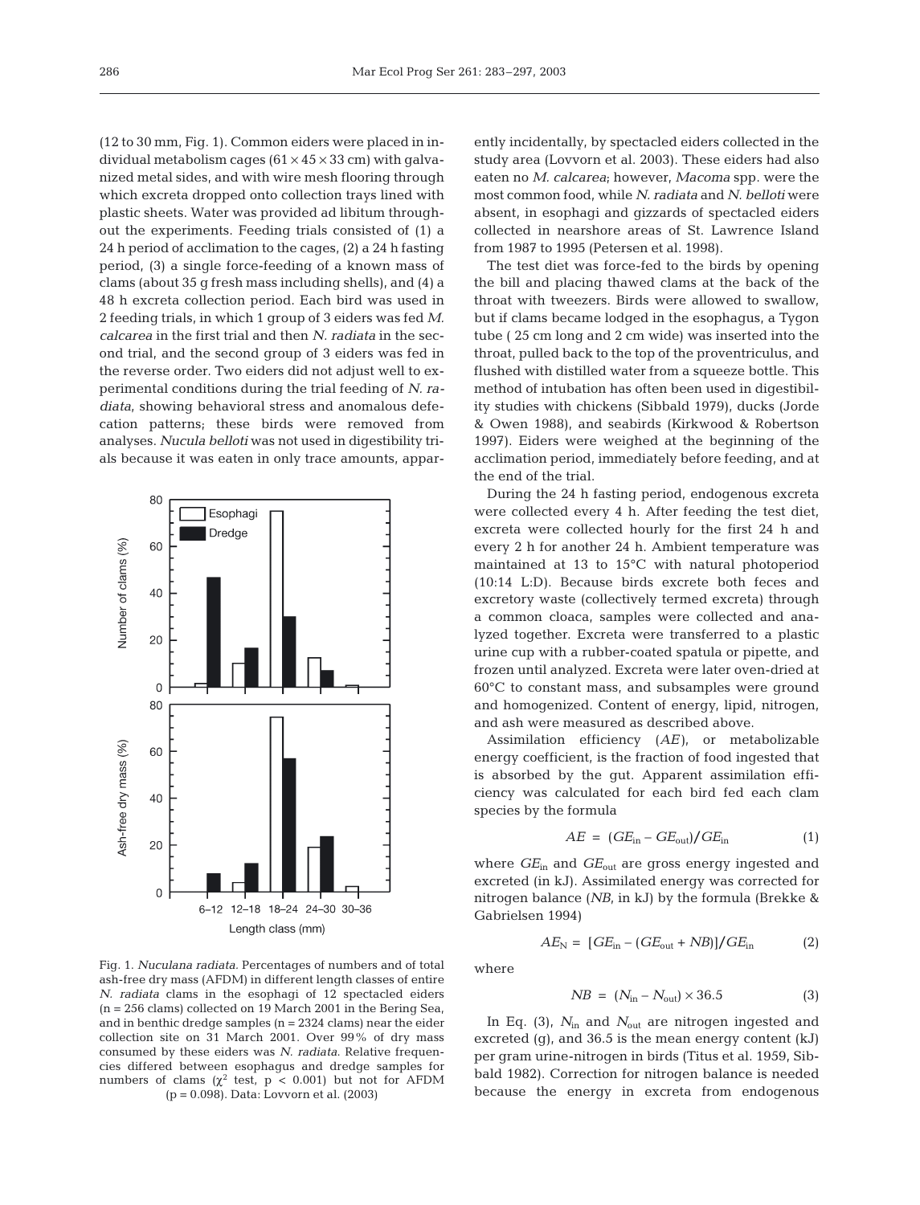(12 to 30 mm, Fig. 1). Common eiders were placed in individual metabolism cages (61 × 45 × 33 cm) with galvanized metal sides, and with wire mesh flooring through which excreta dropped onto collection trays lined with plastic sheets. Water was provided ad libitum throughout the experiments. Feeding trials consisted of (1) a 24 h period of acclimation to the cages, (2) a 24 h fasting period, (3) a single force-feeding of a known mass of clams (about 35 g fresh mass including shells), and (4) a 48 h excreta collection period. Each bird was used in 2 feeding trials, in which 1 group of 3 eiders was fed *M. calcarea* in the first trial and then *N. radiata* in the second trial, and the second group of 3 eiders was fed in the reverse order. Two eiders did not adjust well to experimental conditions during the trial feeding of *N. radiata*, showing behavioral stress and anomalous defecation patterns; these birds were removed from analyses. *Nucula belloti* was not used in digestibility trials because it was eaten in only trace amounts, apparently incidentally, by spectacled eiders collected in the study area (Lovvorn et al. 2003). These eiders had also eaten no *M. calcarea*; however, *Macoma* spp. were the most common food, while *N. radiata* and *N. belloti* were absent, in esophagi and gizzards of spectacled eiders collected in nearshore areas of St. Lawrence Island from 1987 to 1995 (Petersen et al. 1998).

Fig. 1. *Nuculana radiata.* Percentages of numbers and of total ash-free dry mass (AFDM) in different length classes of entire *N. radiata* clams in the esophagi of 12 spectacled eiders (n = 256 clams) collected on 19 March 2001 in the Bering Sea, and in benthic dredge samples (n = 2324 clams) near the eider collection site on 31 March 2001. Over 99% of dry mass consumed by these eiders was *N. radiata*. Relative frequencies differed between esophagus and dredge samples for numbers of clams ($\chi^2$ test, $p < 0.001$) but not for AFDM ($p = 0.098$). Data: Lovvorn et al. (2003)

The test diet was force-fed to the birds by opening the bill and placing thawed clams at the back of the throat with tweezers. Birds were allowed to swallow, but if clams became lodged in the esophagus, a Tygon tube ( 25 cm long and 2 cm wide) was inserted into the throat, pulled back to the top of the proventriculus, and flushed with distilled water from a squeeze bottle. This method of intubation has often been used in digestibility studies with chickens (Sibbald 1979), ducks (Jorde & Owen 1988), and seabirds (Kirkwood & Robertson 1997). Eiders were weighed at the beginning of the acclimation period, immediately before feeding, and at the end of the trial.

During the 24 h fasting period, endogenous excreta were collected every 4 h. After feeding the test diet, excreta were collected hourly for the first 24 h and every 2 h for another 24 h. Ambient temperature was maintained at 13 to 15°C with natural photoperiod (10:14 L:D). Because birds excrete both feces and excretory waste (collectively termed excreta) through a common cloaca, samples were collected and analyzed together. Excreta were transferred to a plastic urine cup with a rubber-coated spatula or pipette, and frozen until analyzed. Excreta were later oven-dried at 60°C to constant mass, and subsamples were ground and homogenized. Content of energy, lipid, nitrogen, and ash were measured as described above.

Assimilation efficiency (*AE*), or metabolizable energy coefficient, is the fraction of food ingested that is absorbed by the gut. Apparent assimilation efficiency was calculated for each bird fed each clam species by the formula

$$AE = (GE_{in} - GE_{out})/GE_{in} \quad (1)$$

where $GE_{in}$ and $GE_{out}$ are gross energy ingested and excreted (in kJ). Assimilated energy was corrected for nitrogen balance (*NB*, in kJ) by the formula (Brekke & Gabrielsen 1994)

$$AE_N = [GE_{in} - (GE_{out} + NB)]/GE_{in} \quad (2)$$

where

$$NB = (N_{in} - N_{out}) \times 36.5 \quad (3)$$

In Eq. (3), $N_{in}$ and $N_{out}$ are nitrogen ingested and excreted (g), and 36.5 is the mean energy content (kJ) per gram urine-nitrogen in birds (Titus et al. 1959, Sibbald 1982). Correction for nitrogen balance is needed because the energy in excreta from endogenous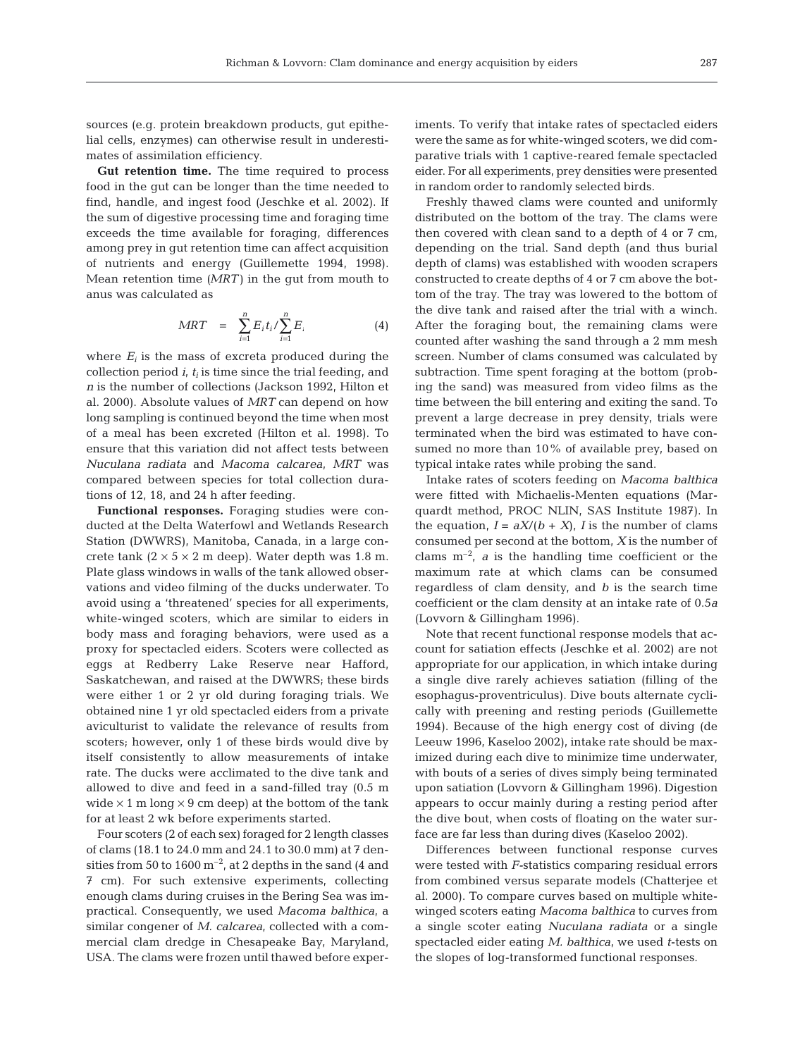sources (e.g. protein breakdown products, gut epithelial cells, enzymes) can otherwise result in underestimates of assimilation efficiency.

**Gut retention time.** The time required to process food in the gut can be longer than the time needed to find, handle, and ingest food (Jeschke et al. 2002). If the sum of digestive processing time and foraging time exceeds the time available for foraging, differences among prey in gut retention time can affect acquisition of nutrients and energy (Guillemette 1994, 1998). Mean retention time (*MRT*) in the gut from mouth to anus was calculated as

$$MRT \quad = \quad \sum_{i=1}^{n} E_i t_i / \sum_{i=1}^{n} E_i \tag{4}$$

where $E_i$ is the mass of excreta produced during the collection period $i$, $t_i$ is time since the trial feeding, and $n$ is the number of collections (Jackson 1992, Hilton et al. 2000). Absolute values of *MRT* can depend on how long sampling is continued beyond the time when most of a meal has been excreted (Hilton et al. 1998). To ensure that this variation did not affect tests between *Nuculana radiata* and *Macoma calcarea*, *MRT* was compared between species for total collection durations of 12, 18, and 24 h after feeding.

**Functional responses.** Foraging studies were conducted at the Delta Waterfowl and Wetlands Research Station (DWWRS), Manitoba, Canada, in a large concrete tank (2 × 5 × 2 m deep). Water depth was 1.8 m. Plate glass windows in walls of the tank allowed observations and video filming of the ducks underwater. To avoid using a 'threatened' species for all experiments, white-winged scoters, which are similar to eiders in body mass and foraging behaviors, were used as a proxy for spectacled eiders. Scoters were collected as eggs at Redberry Lake Reserve near Hafford, Saskatchewan, and raised at the DWWRS; these birds were either 1 or 2 yr old during foraging trials. We obtained nine 1 yr old spectacled eiders from a private aviculturist to validate the relevance of results from scoters; however, only 1 of these birds would dive by itself consistently to allow measurements of intake rate. The ducks were acclimated to the dive tank and allowed to dive and feed in a sand-filled tray (0.5 m wide × 1 m long × 9 cm deep) at the bottom of the tank for at least 2 wk before experiments started.

Four scoters (2 of each sex) foraged for 2 length classes of clams (18.1 to 24.0 mm and 24.1 to 30.0 mm) at 7 densities from 50 to 1600 $m^{-2}$, at 2 depths in the sand (4 and 7 cm). For such extensive experiments, collecting enough clams during cruises in the Bering Sea was impractical. Consequently, we used *Macoma balthica*, a similar congener of *M. calcarea*, collected with a commercial clam dredge in Chesapeake Bay, Maryland, USA. The clams were frozen until thawed before experiments. To verify that intake rates of spectacled eiders were the same as for white-winged scoters, we did comparative trials with 1 captive-reared female spectacled eider. For all experiments, prey densities were presented in random order to randomly selected birds.

Freshly thawed clams were counted and uniformly distributed on the bottom of the tray. The clams were then covered with clean sand to a depth of 4 or 7 cm, depending on the trial. Sand depth (and thus burial depth of clams) was established with wooden scrapers constructed to create depths of 4 or 7 cm above the bottom of the tray. The tray was lowered to the bottom of the dive tank and raised after the trial with a winch. After the foraging bout, the remaining clams were counted after washing the sand through a 2 mm mesh screen. Number of clams consumed was calculated by subtraction. Time spent foraging at the bottom (probing the sand) was measured from video films as the time between the bill entering and exiting the sand. To prevent a large decrease in prey density, trials were terminated when the bird was estimated to have consumed no more than 10% of available prey, based on typical intake rates while probing the sand.

Intake rates of scoters feeding on *Macoma balthica* were fitted with Michaelis-Menten equations (Marquardt method, PROC NLIN, SAS Institute 1987). In the equation, $I = aX/(b + X)$, $I$ is the number of clams consumed per second at the bottom, $X$ is the number of clams $m^{-2}$, $a$ is the handling time coefficient or the maximum rate at which clams can be consumed regardless of clam density, and $b$ is the search time coefficient or the clam density at an intake rate of $0.5a$ (Lovvorn & Gillingham 1996).

Note that recent functional response models that account for satiation effects (Jeschke et al. 2002) are not appropriate for our application, in which intake during a single dive rarely achieves satiation (filling of the esophagus-proventriculus). Dive bouts alternate cyclically with preening and resting periods (Guillemette 1994). Because of the high energy cost of diving (de Leeuw 1996, Kaseloo 2002), intake rate should be maximized during each dive to minimize time underwater, with bouts of a series of dives simply being terminated upon satiation (Lovvorn & Gillingham 1996). Digestion appears to occur mainly during a resting period after the dive bout, when costs of floating on the water surface are far less than during dives (Kaseloo 2002).

Differences between functional response curves were tested with *F*-statistics comparing residual errors from combined versus separate models (Chatterjee et al. 2000). To compare curves based on multiple white-winged scoters eating *Macoma balthica* to curves from a single scoter eating *Nuculana radiata* or a single spectacled eider eating *M. balthica*, we used *t*-tests on the slopes of log-transformed functional responses.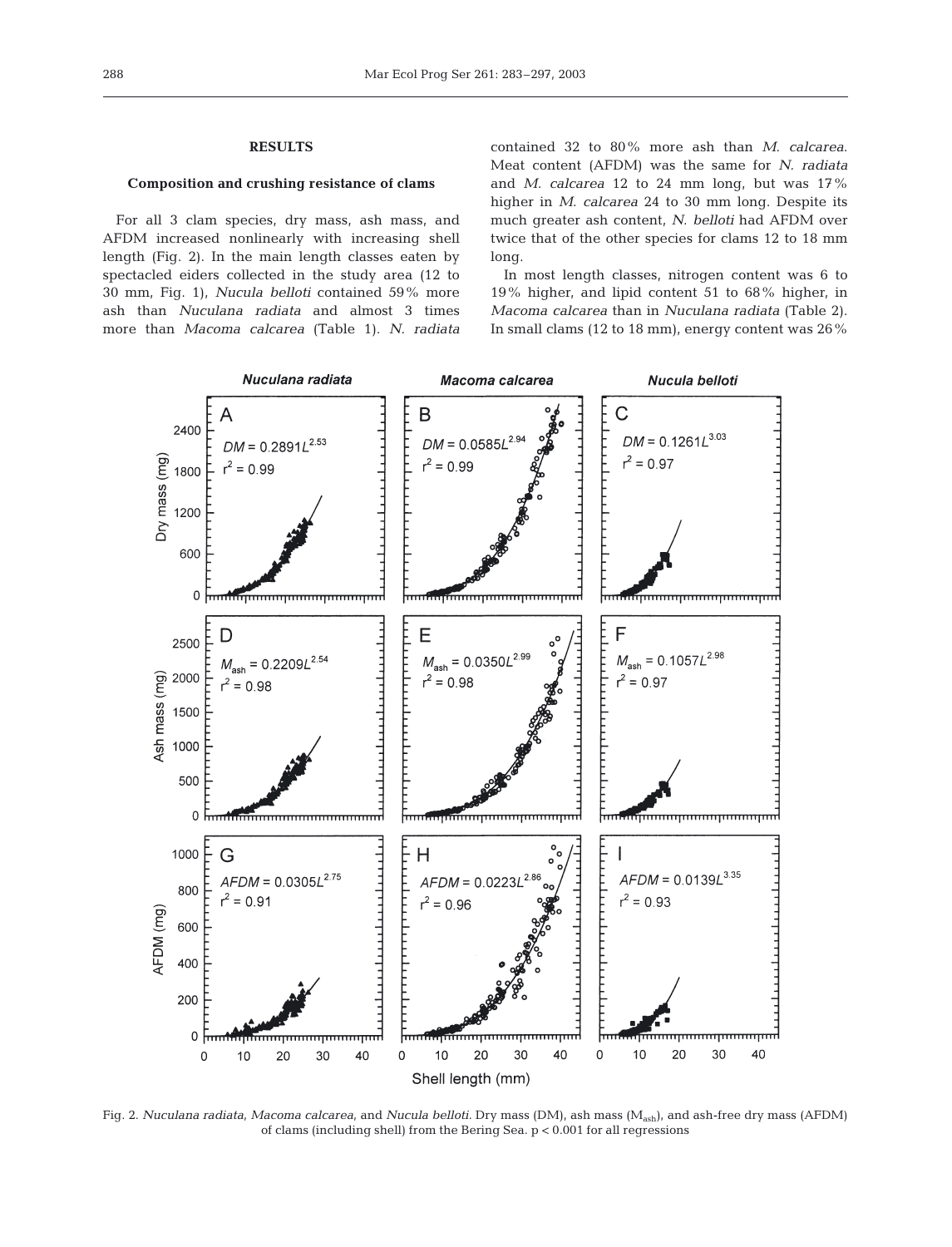## RESULTS

### Composition and crushing resistance of clams

For all 3 clam species, dry mass, ash mass, and AFDM increased nonlinearly with increasing shell length (Fig. 2). In the main length classes eaten by spectacled eiders collected in the study area (12 to 30 mm, Fig. 1), *Nucula belloti* contained 59% more ash than *Nuculana radiata* and almost 3 times more than *Macoma calcarea* (Table 1). *N. radiata* contained 32 to 80% more ash than *M. calcarea*. Meat content (AFDM) was the same for *N. radiata* and *M. calcarea* 12 to 24 mm long, but was 17% higher in *M. calcarea* 24 to 30 mm long. Despite its much greater ash content, *N. belloti* had AFDM over twice that of the other species for clams 12 to 18 mm long.

In most length classes, nitrogen content was 6 to 19% higher, and lipid content 51 to 68% higher, in *Macoma calcarea* than in *Nuculana radiata* (Table 2). In small clams (12 to 18 mm), energy content was 26%

Fig. 2. *Nuculana radiata*, *Macoma calcarea*, and *Nucula belloti*. Dry mass (DM), ash mass ($M_{ash}$), and ash-free dry mass (AFDM) of clams (including shell) from the Bering Sea. $p < 0.001$ for all regressions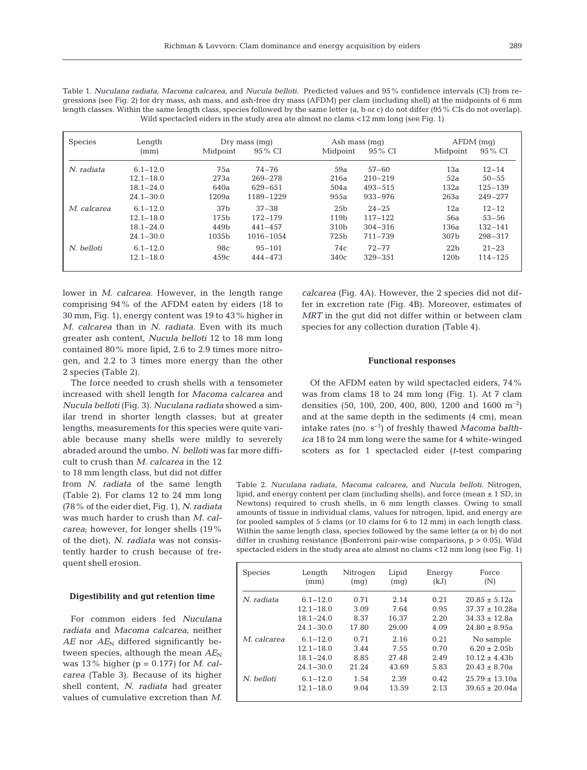Table 1. *Nuculana radiata*, *Macoma calcarea*, and *Nucula belloti*. Predicted values and 95% confidence intervals (CI) from regressions (see Fig. 2) for dry mass, ash mass, and ash-free dry mass (AFDM) per clam (including shell) at the midpoints of 6 mm length classes. Within the same length class, species followed by the same letter (a, b or c) do not differ (95% CIs do not overlap). Wild spectacled eiders in the study area ate almost no clams <12 mm long (see Fig. 1)

| Species | Length (mm) | Dry mass (mg) | | Ash mass (mg) | | AFDM (mg) | |
|---|---|---|---|---|---|---|---|
| | | Midpoint | 95% CI | Midpoint | 95% CI | Midpoint | 95% CI |
| *N. radiata* | 6.1–12.0 | 75a | 74–76 | 59a | 57–60 | 13a | 12–14 |
| | 12.1–18.0 | 273a | 269–278 | 216a | 210–219 | 52a | 50–55 |
| | 18.1–24.0 | 640a | 629–651 | 504a | 493–515 | 132a | 125–139 |
| | 24.1–30.0 | 1209a | 1189–1229 | 955a | 933–976 | 263a | 249–277 |
| *M. calcarea* | 6.1–12.0 | 37b | 37–38 | 25b | 24–25 | 12a | 12–12 |
| | 12.1–18.0 | 175b | 172–179 | 119b | 117–122 | 56a | 53–56 |
| | 18.1–24.0 | 449b | 441–457 | 310b | 304–316 | 136a | 132–141 |
| | 24.1–30.0 | 1035b | 1016–1054 | 725b | 711–739 | 307b | 298–317 |
| *N. belloti* | 6.1–12.0 | 98c | 95–101 | 74c | 72–77 | 22b | 21–23 |
| | 12.1–18.0 | 459c | 444–473 | 340c | 329–351 | 120b | 114–125 |

lower in *M. calcarea*. However, in the length range comprising 94% of the AFDM eaten by eiders (18 to 30 mm, Fig. 1), energy content was 19 to 43% higher in *M. calcarea* than in *N. radiata*. Even with its much greater ash content, *Nucula belloti* 12 to 18 mm long contained 80% more lipid, 2.6 to 2.9 times more nitrogen, and 2.2 to 3 times more energy than the other 2 species (Table 2).

The force needed to crush shells with a tensometer increased with shell length for *Macoma calcarea* and *Nucula belloti* (Fig. 3). *Nuculana radiata* showed a similar trend in shorter length classes; but at greater lengths, measurements for this species were quite variable because many shells were mildly to severely abraded around the umbo. *N. belloti* was far more difficult to crush than *M. calcarea* in the 12 to 18 mm length class, but did not differ from *N. radiata* of the same length (Table 2). For clams 12 to 24 mm long (78% of the eider diet, Fig. 1), *N. radiata* was much harder to crush than *M. calcarea*; however, for longer shells (19% of the diet), *N. radiata* was not consistently harder to crush because of frequent shell erosion.

### Digestibility and gut retention time

For common eiders fed *Nuculana radiata* and *Macoma calcarea*, neither $AE$ nor $AE_N$ differed significantly between species, although the mean $AE_N$ was 13% higher ($p = 0.177$) for *M. calcarea* (Table 3). Because of its higher shell content, *N. radiata* had greater values of cumulative excretion than *M. calcarea* (Fig. 4A). However, the 2 species did not differ in excretion rate (Fig. 4B). Moreover, estimates of $MRT$ in the gut did not differ within or between clam species for any collection duration (Table 4).

### Functional responses

Of the AFDM eaten by wild spectacled eiders, 74% was from clams 18 to 24 mm long (Fig. 1). At 7 clam densities (50, 100, 200, 400, 800, 1200 and 1600 m$^{-2}$) and at the same depth in the sediments (4 cm), mean intake rates (no. s$^{-1}$) of freshly thawed *Macoma balthica* 18 to 24 mm long were the same for 4 white-winged scoters as for 1 spectacled eider (*t*-test comparing

Table 2. *Nuculana radiata*, *Macoma calcarea*, and *Nucula belloti*. Nitrogen, lipid, and energy content per clam (including shells), and force (mean ± 1 SD, in Newtons) required to crush shells, in 6 mm length classes. Owing to small amounts of tissue in individual clams, values for nitrogen, lipid, and energy are for pooled samples of 5 clams (or 10 clams for 6 to 12 mm) in each length class. Within the same length class, species followed by the same letter (a or b) do not differ in crushing resistance (Bonferroni pair-wise comparisons, p > 0.05). Wild spectacled eiders in the study area ate almost no clams <12 mm long (see Fig. 1)

| Species | Length (mm) | Nitrogen (mg) | Lipid (mg) | Energy (kJ) | Force (N) |
|---|---|---|---|---|---|
| *N. radiata* | 6.1–12.0 | 0.71 | 2.14 | 0.21 | 20.85 ± 5.12a |
| | 12.1–18.0 | 3.09 | 7.64 | 0.95 | 37.37 ± 10.28a |
| | 18.1–24.0 | 8.37 | 16.37 | 2.20 | 34.33 ± 12.8a |
| | 24.1–30.0 | 17.80 | 29.00 | 4.09 | 24.80 ± 8.95a |
| *M. calcarea* | 6.1–12.0 | 0.71 | 2.16 | 0.21 | No sample |
| | 12.1–18.0 | 3.44 | 7.55 | 0.70 | 6.20 ± 2.05b |
| | 18.1–24.0 | 8.85 | 27.48 | 2.49 | 10.12 ± 4.43b |
| | 24.1–30.0 | 21.24 | 43.69 | 5.83 | 20.43 ± 8.70a |
| *N. belloti* | 6.1–12.0 | 1.54 | 2.39 | 0.42 | 25.79 ± 13.10a |
| | 12.1–18.0 | 9.04 | 13.59 | 2.13 | 39.65 ± 20.04a |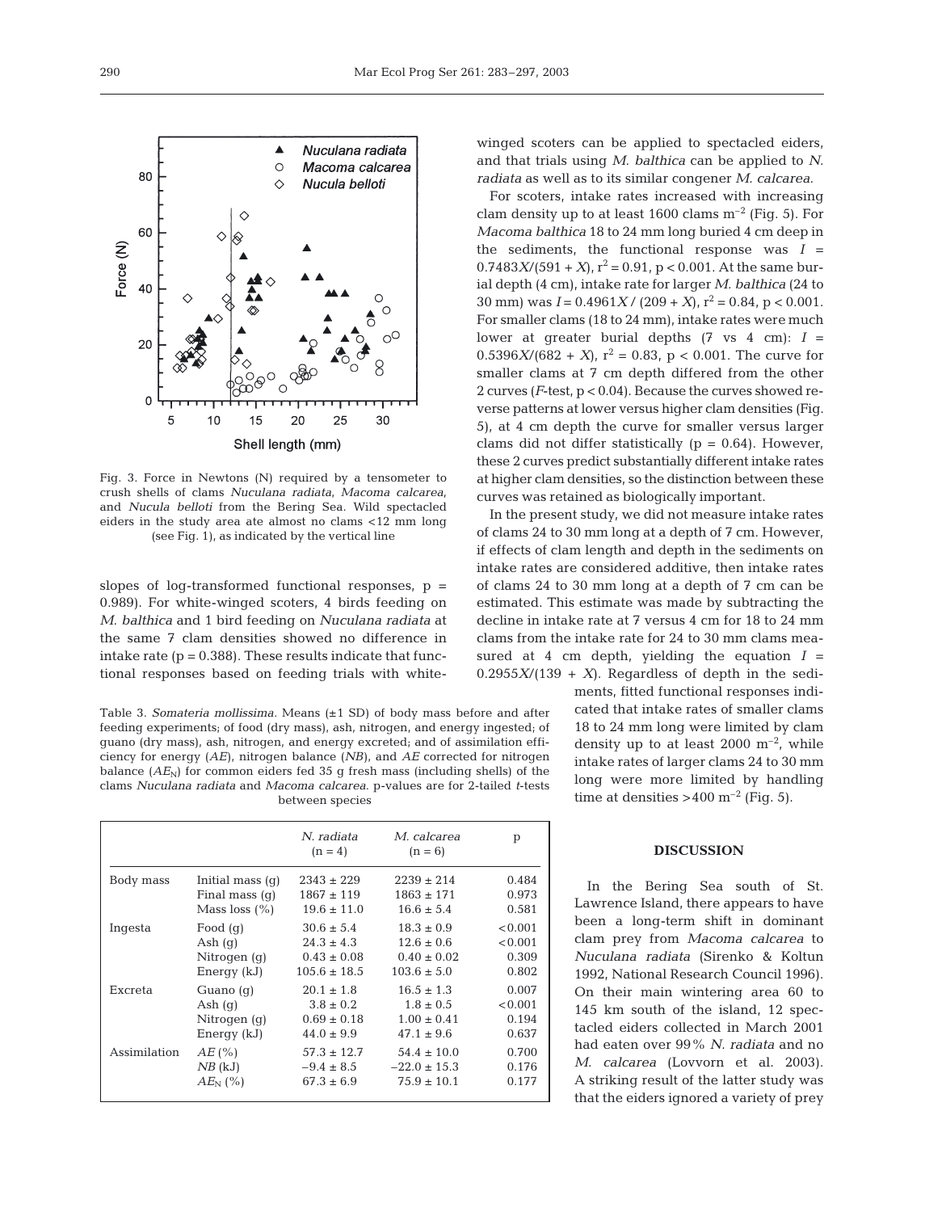Fig. 3. Force in Newtons (N) required by a tensometer to crush shells of clams *Nuculana radiata*, *Macoma calcarea*, and *Nucula belloti* from the Bering Sea. Wild spectacled eiders in the study area ate almost no clams <12 mm long (see Fig. 1), as indicated by the vertical line

slopes of log-transformed functional responses, $p = 0.989$). For white-winged scoters, 4 birds feeding on *M. balthica* and 1 bird feeding on *Nuculana radiata* at the same 7 clam densities showed no difference in intake rate ($p = 0.388$). These results indicate that functional responses based on feeding trials with white-winged scoters can be applied to spectacled eiders, and that trials using *M. balthica* can be applied to *N. radiata* as well as to its similar congener *M. calcarea*.

For scoters, intake rates increased with increasing clam density up to at least 1600 clams $m^{-2}$ (Fig. 5). For *Macoma balthica* 18 to 24 mm long buried 4 cm deep in the sediments, the functional response was $I = 0.7483X/(591 + X)$, $r^2 = 0.91$, $p < 0.001$. At the same burial depth (4 cm), intake rate for larger *M. balthica* (24 to 30 mm) was $I = 0.4961X / (209 + X)$, $r^2 = 0.84$, $p < 0.001$. For smaller clams (18 to 24 mm), intake rates were much lower at greater burial depths (7 vs 4 cm): $I = 0.5396X/(682 + X)$, $r^2 = 0.83$, $p < 0.001$. The curve for smaller clams at 7 cm depth differed from the other 2 curves (*F*-test, $p < 0.04$). Because the curves showed reverse patterns at lower versus higher clam densities (Fig. 5), at 4 cm depth the curve for smaller versus larger clams did not differ statistically ($p = 0.64$). However, these 2 curves predict substantially different intake rates at higher clam densities, so the distinction between these curves was retained as biologically important.

In the present study, we did not measure intake rates of clams 24 to 30 mm long at a depth of 7 cm. However, if effects of clam length and depth in the sediments on intake rates are considered additive, then intake rates of clams 24 to 30 mm long at a depth of 7 cm can be estimated. This estimate was made by subtracting the decline in intake rate at 7 versus 4 cm for 18 to 24 mm clams from the intake rate for 24 to 30 mm clams measured at 4 cm depth, yielding the equation $I = 0.2955X/(139 + X)$. Regardless of depth in the sediments, fitted functional responses indicated that intake rates of smaller clams 18 to 24 mm long were limited by clam density up to at least 2000 $m^{-2}$, while intake rates of larger clams 24 to 30 mm long were more limited by handling time at densities >400 $m^{-2}$ (Fig. 5).

Table 3. *Somateria mollissima*. Means (±1 SD) of body mass before and after feeding experiments; of food (dry mass), ash, nitrogen, and energy ingested; of guano (dry mass), ash, nitrogen, and energy excreted; and of assimilation efficiency for energy (*AE*), nitrogen balance (*NB*), and *AE* corrected for nitrogen balance ($AE_N$) for common eiders fed 35 g fresh mass (including shells) of the clams *Nuculana radiata* and *Macoma calcarea*. p-values are for 2-tailed *t*-tests between species

| | | *N. radiata* (n = 4) | *M. calcarea* (n = 6) | p |
|---|---|---|---|---|
| Body mass | Initial mass (g) | 2343 ± 229 | 2239 ± 214 | 0.484 |
| | Final mass (g) | 1867 ± 119 | 1863 ± 171 | 0.973 |
| | Mass loss (%) | 19.6 ± 11.0 | 16.6 ± 5.4 | 0.581 |
| Ingesta | Food (g) | 30.6 ± 5.4 | 18.3 ± 0.9 | <0.001 |
| | Ash (g) | 24.3 ± 4.3 | 12.6 ± 0.6 | <0.001 |
| | Nitrogen (g) | 0.43 ± 0.08 | 0.40 ± 0.02 | 0.309 |
| | Energy (kJ) | 105.6 ± 18.5 | 103.6 ± 5.0 | 0.802 |
| Excreta | Guano (g) | 20.1 ± 1.8 | 16.5 ± 1.3 | 0.007 |
| | Ash (g) | 3.8 ± 0.2 | 1.8 ± 0.5 | <0.001 |
| | Nitrogen (g) | 0.69 ± 0.18 | 1.00 ± 0.41 | 0.194 |
| | Energy (kJ) | 44.0 ± 9.9 | 47.1 ± 9.6 | 0.637 |
| Assimilation | *AE* (%) | 57.3 ± 12.7 | 54.4 ± 10.0 | 0.700 |
| | *NB* (kJ) | −9.4 ± 8.5 | −22.0 ± 15.3 | 0.176 |
| | $AE_N$ (%) | 67.3 ± 6.9 | 75.9 ± 10.1 | 0.177 |

## DISCUSSION

In the Bering Sea south of St. Lawrence Island, there appears to have been a long-term shift in dominant clam prey from *Macoma calcarea* to *Nuculana radiata* (Sirenko & Koltun 1992, National Research Council 1996). On their main wintering area 60 to 145 km south of the island, 12 spectacled eiders collected in March 2001 had eaten over 99% *N. radiata* and no *M. calcarea* (Lovvorn et al. 2003). A striking result of the latter study was that the eiders ignored a variety of prey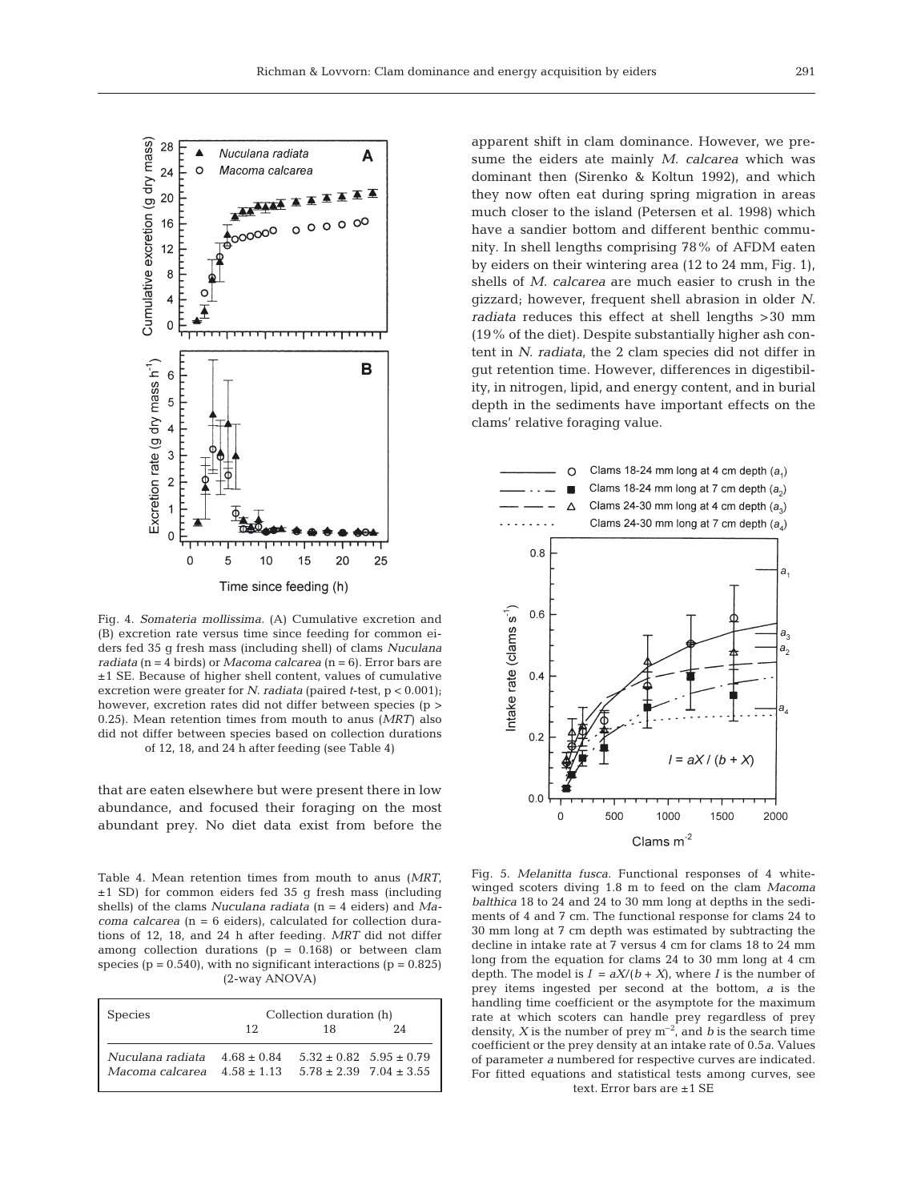Fig. 4. *Somateria mollissima*. (A) Cumulative excretion and (B) excretion rate versus time since feeding for common eiders fed 35 g fresh mass (including shell) of clams *Nuculana radiata* (n = 4 birds) or *Macoma calcarea* (n = 6). Error bars are ±1 SE. Because of higher shell content, values of cumulative excretion were greater for *N. radiata* (paired *t*-test, $p < 0.001$); however, excretion rates did not differ between species ($p > 0.25$). Mean retention times from mouth to anus (*MRT*) also did not differ between species based on collection durations of 12, 18, and 24 h after feeding (see Table 4)

that are eaten elsewhere but were present there in low abundance, and focused their foraging on the most abundant prey. No diet data exist from before the apparent shift in clam dominance. However, we presume the eiders ate mainly *M. calcarea* which was dominant then (Sirenko & Koltun 1992), and which they now often eat during spring migration in areas much closer to the island (Petersen et al. 1998) which have a sandier bottom and different benthic community. In shell lengths comprising 78% of AFDM eaten by eiders on their wintering area (12 to 24 mm, Fig. 1), shells of *M. calcarea* are much easier to crush in the gizzard; however, frequent shell abrasion in older *N. radiata* reduces this effect at shell lengths >30 mm (19% of the diet). Despite substantially higher ash content in *N. radiata*, the 2 clam species did not differ in gut retention time. However, differences in digestibility, in nitrogen, lipid, and energy content, and in burial depth in the sediments have important effects on the clams' relative foraging value.

Table 4. Mean retention times from mouth to anus (*MRT*, ±1 SD) for common eiders fed 35 g fresh mass (including shells) of the clams *Nuculana radiata* (n = 4 eiders) and *Macoma calcarea* (n = 6 eiders), calculated for collection durations of 12, 18, and 24 h after feeding. *MRT* did not differ among collection durations ($p = 0.168$) or between clam species ($p = 0.540$), with no significant interactions ($p = 0.825$) (2-way ANOVA)

| Species | Collection duration (h) | | |
|---|---|---|---|
| | 12 | 18 | 24 |
| *Nuculana radiata* | 4.68 ± 0.84 | 5.32 ± 0.82 | 5.95 ± 0.79 |
| *Macoma calcarea* | 4.58 ± 1.13 | 5.78 ± 2.39 | 7.04 ± 3.55 |

Fig. 5. *Melanitta fusca*. Functional responses of 4 white-winged scoters diving 1.8 m to feed on the clam *Macoma balthica* 18 to 24 and 24 to 30 mm long at depths in the sediments of 4 and 7 cm. The functional response for clams 24 to 30 mm long at 7 cm depth was estimated by subtracting the decline in intake rate at 7 versus 4 cm for clams 18 to 24 mm long from the equation for clams 24 to 30 mm long at 4 cm depth. The model is $I = aX/(b + X)$, where $I$ is the number of prey items ingested per second at the bottom, $a$ is the handling time coefficient or the asymptote for the maximum rate at which scoters can handle prey regardless of prey density, $X$ is the number of prey $m^{-2}$, and $b$ is the search time coefficient or the prey density at an intake rate of $0.5a$. Values of parameter $a$ numbered for respective curves are indicated. For fitted equations and statistical tests among curves, see text. Error bars are ±1 SE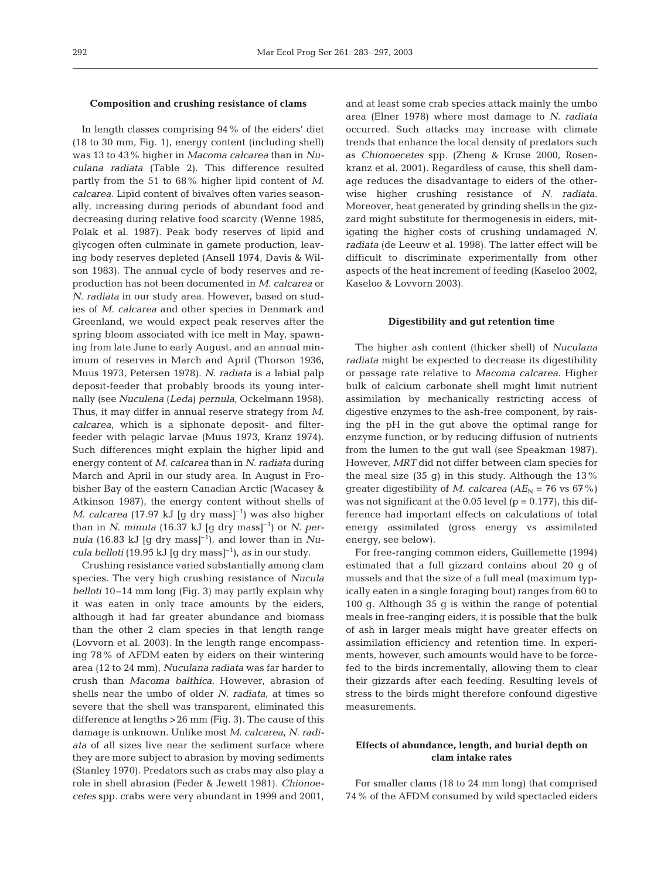### Composition and crushing resistance of clams

In length classes comprising 94% of the eiders' diet (18 to 30 mm, Fig. 1), energy content (including shell) was 13 to 43% higher in *Macoma calcarea* than in *Nuculana radiata* (Table 2). This difference resulted partly from the 51 to 68% higher lipid content of *M. calcarea*. Lipid content of bivalves often varies seasonally, increasing during periods of abundant food and decreasing during relative food scarcity (Wenne 1985, Polak et al. 1987). Peak body reserves of lipid and glycogen often culminate in gamete production, leaving body reserves depleted (Ansell 1974, Davis & Wilson 1983). The annual cycle of body reserves and reproduction has not been documented in *M. calcarea* or *N. radiata* in our study area. However, based on studies of *M. calcarea* and other species in Denmark and Greenland, we would expect peak reserves after the spring bloom associated with ice melt in May, spawning from late June to early August, and an annual minimum of reserves in March and April (Thorson 1936, Muus 1973, Petersen 1978). *N. radiata* is a labial palp deposit-feeder that probably broods its young internally (see *Nuculena* (*Leda*) *pernula*, Ockelmann 1958). Thus, it may differ in annual reserve strategy from *M. calcarea*, which is a siphonate deposit- and filter-feeder with pelagic larvae (Muus 1973, Kranz 1974). Such differences might explain the higher lipid and energy content of *M. calcarea* than in *N. radiata* during March and April in our study area. In August in Frobisher Bay of the eastern Canadian Arctic (Wacasey & Atkinson 1987), the energy content without shells of *M. calcarea* (17.97 kJ [g dry mass]$^{-1}$) was also higher than in *N. minuta* (16.37 kJ [g dry mass]$^{-1}$) or *N. pernula* (16.83 kJ [g dry mass]$^{-1}$), and lower than in *Nucula belloti* (19.95 kJ [g dry mass]$^{-1}$), as in our study.

Crushing resistance varied substantially among clam species. The very high crushing resistance of *Nucula belloti* 10–14 mm long (Fig. 3) may partly explain why it was eaten in only trace amounts by the eiders, although it had far greater abundance and biomass than the other 2 clam species in that length range (Lovvorn et al. 2003). In the length range encompassing 78% of AFDM eaten by eiders on their wintering area (12 to 24 mm), *Nuculana radiata* was far harder to crush than *Macoma balthica*. However, abrasion of shells near the umbo of older *N. radiata*, at times so severe that the shell was transparent, eliminated this difference at lengths >26 mm (Fig. 3). The cause of this damage is unknown. Unlike most *M. calcarea*, *N. radiata* of all sizes live near the sediment surface where they are more subject to abrasion by moving sediments (Stanley 1970). Predators such as crabs may also play a role in shell abrasion (Feder & Jewett 1981). *Chionoecetes* spp. crabs were very abundant in 1999 and 2001, and at least some crab species attack mainly the umbo area (Elner 1978) where most damage to *N. radiata* occurred. Such attacks may increase with climate trends that enhance the local density of predators such as *Chionoecetes* spp. (Zheng & Kruse 2000, Rosenkranz et al. 2001). Regardless of cause, this shell damage reduces the disadvantage to eiders of the otherwise higher crushing resistance of *N. radiata*. Moreover, heat generated by grinding shells in the gizzard might substitute for thermogenesis in eiders, mitigating the higher costs of crushing undamaged *N. radiata* (de Leeuw et al. 1998). The latter effect will be difficult to discriminate experimentally from other aspects of the heat increment of feeding (Kaseloo 2002, Kaseloo & Lovvorn 2003).

### Digestibility and gut retention time

The higher ash content (thicker shell) of *Nuculana radiata* might be expected to decrease its digestibility or passage rate relative to *Macoma calcarea*. Higher bulk of calcium carbonate shell might limit nutrient assimilation by mechanically restricting access of digestive enzymes to the ash-free component, by raising the pH in the gut above the optimal range for enzyme function, or by reducing diffusion of nutrients from the lumen to the gut wall (see Speakman 1987). However, *MRT* did not differ between clam species for the meal size (35 g) in this study. Although the 13% greater digestibility of *M. calcarea* ($AE_N$ = 76 vs 67%) was not significant at the 0.05 level ($p = 0.177$), this difference had important effects on calculations of total energy assimilated (gross energy vs assimilated energy, see below).

For free-ranging common eiders, Guillemette (1994) estimated that a full gizzard contains about 20 g of mussels and that the size of a full meal (maximum typically eaten in a single foraging bout) ranges from 60 to 100 g. Although 35 g is within the range of potential meals in free-ranging eiders, it is possible that the bulk of ash in larger meals might have greater effects on assimilation efficiency and retention time. In experiments, however, such amounts would have to be force-fed to the birds incrementally, allowing them to clear their gizzards after each feeding. Resulting levels of stress to the birds might therefore confound digestive measurements.

### Effects of abundance, length, and burial depth on clam intake rates

For smaller clams (18 to 24 mm long) that comprised 74% of the AFDM consumed by wild spectacled eiders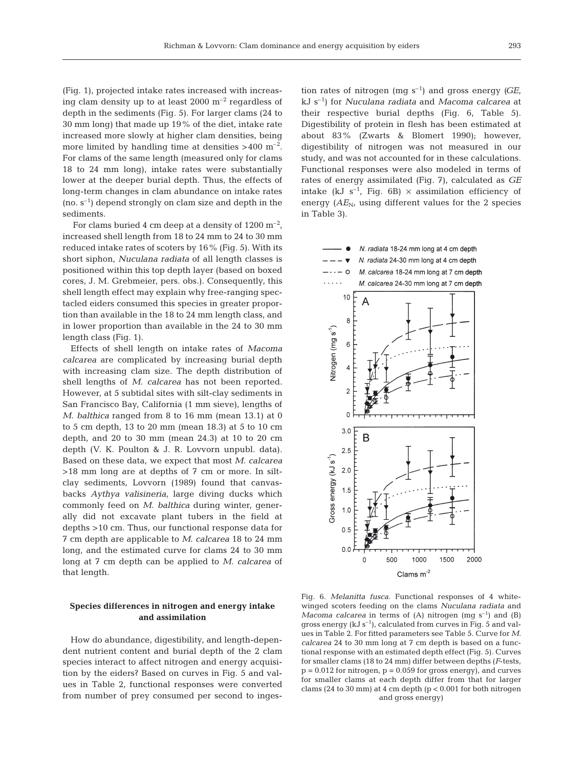(Fig. 1), projected intake rates increased with increasing clam density up to at least 2000 $m^{-2}$ regardless of depth in the sediments (Fig. 5). For larger clams (24 to 30 mm long) that made up 19% of the diet, intake rate increased more slowly at higher clam densities, being more limited by handling time at densities >400 $m^{-2}$. For clams of the same length (measured only for clams 18 to 24 mm long), intake rates were substantially lower at the deeper burial depth. Thus, the effects of long-term changes in clam abundance on intake rates (no. $s^{-1}$) depend strongly on clam size and depth in the sediments.

For clams buried 4 cm deep at a density of 1200 $m^{-2}$, increased shell length from 18 to 24 mm to 24 to 30 mm reduced intake rates of scoters by 16% (Fig. 5). With its short siphon, *Nuculana radiata* of all length classes is positioned within this top depth layer (based on boxed cores, J. M. Grebmeier, pers. obs.). Consequently, this shell length effect may explain why free-ranging spectacled eiders consumed this species in greater proportion than available in the 18 to 24 mm length class, and in lower proportion than available in the 24 to 30 mm length class (Fig. 1).

Effects of shell length on intake rates of *Macoma calcarea* are complicated by increasing burial depth with increasing clam size. The depth distribution of shell lengths of *M. calcarea* has not been reported. However, at 5 subtidal sites with silt-clay sediments in San Francisco Bay, California (1 mm sieve), lengths of *M. balthica* ranged from 8 to 16 mm (mean 13.1) at 0 to 5 cm depth, 13 to 20 mm (mean 18.3) at 5 to 10 cm depth, and 20 to 30 mm (mean 24.3) at 10 to 20 cm depth (V. K. Poulton & J. R. Lovvorn unpubl. data). Based on these data, we expect that most *M. calcarea* >18 mm long are at depths of 7 cm or more. In silt-clay sediments, Lovvorn (1989) found that canvasbacks *Aythya valisineria*, large diving ducks which commonly feed on *M. balthica* during winter, generally did not excavate plant tubers in the field at depths >10 cm. Thus, our functional response data for 7 cm depth are applicable to *M. calcarea* 18 to 24 mm long, and the estimated curve for clams 24 to 30 mm long at 7 cm depth can be applied to *M. calcarea* of that length.

### Species differences in nitrogen and energy intake and assimilation

How do abundance, digestibility, and length-dependent nutrient content and burial depth of the 2 clam species interact to affect nitrogen and energy acquisition by the eiders? Based on curves in Fig. 5 and values in Table 2, functional responses were converted from number of prey consumed per second to ingestion rates of nitrogen (mg $s^{-1}$) and gross energy (*GE*, kJ $s^{-1}$) for *Nuculana radiata* and *Macoma calcarea* at their respective burial depths (Fig. 6, Table 5). Digestibility of protein in flesh has been estimated at about 83% (Zwarts & Blomert 1990); however, digestibility of nitrogen was not measured in our study, and was not accounted for in these calculations. Functional responses were also modeled in terms of rates of energy assimilated (Fig. 7), calculated as *GE* intake (kJ $s^{-1}$, Fig. 6B) × assimilation efficiency of energy ($AE_N$, using different values for the 2 species in Table 3).

Fig. 6. *Melanitta fusca*. Functional responses of 4 white-winged scoters feeding on the clams *Nuculana radiata* and *Macoma calcarea* in terms of (A) nitrogen (mg $s^{-1}$) and (B) gross energy (kJ $s^{-1}$), calculated from curves in Fig. 5 and values in Table 2. For fitted parameters see Table 5. Curve for *M. calcarea* 24 to 30 mm long at 7 cm depth is based on a functional response with an estimated depth effect (Fig. 5). Curves for smaller clams (18 to 24 mm) differ between depths (*F*-tests, $p = 0.012$ for nitrogen, $p = 0.059$ for gross energy), and curves for smaller clams at each depth differ from that for larger clams (24 to 30 mm) at 4 cm depth ($p < 0.001$ for both nitrogen and gross energy)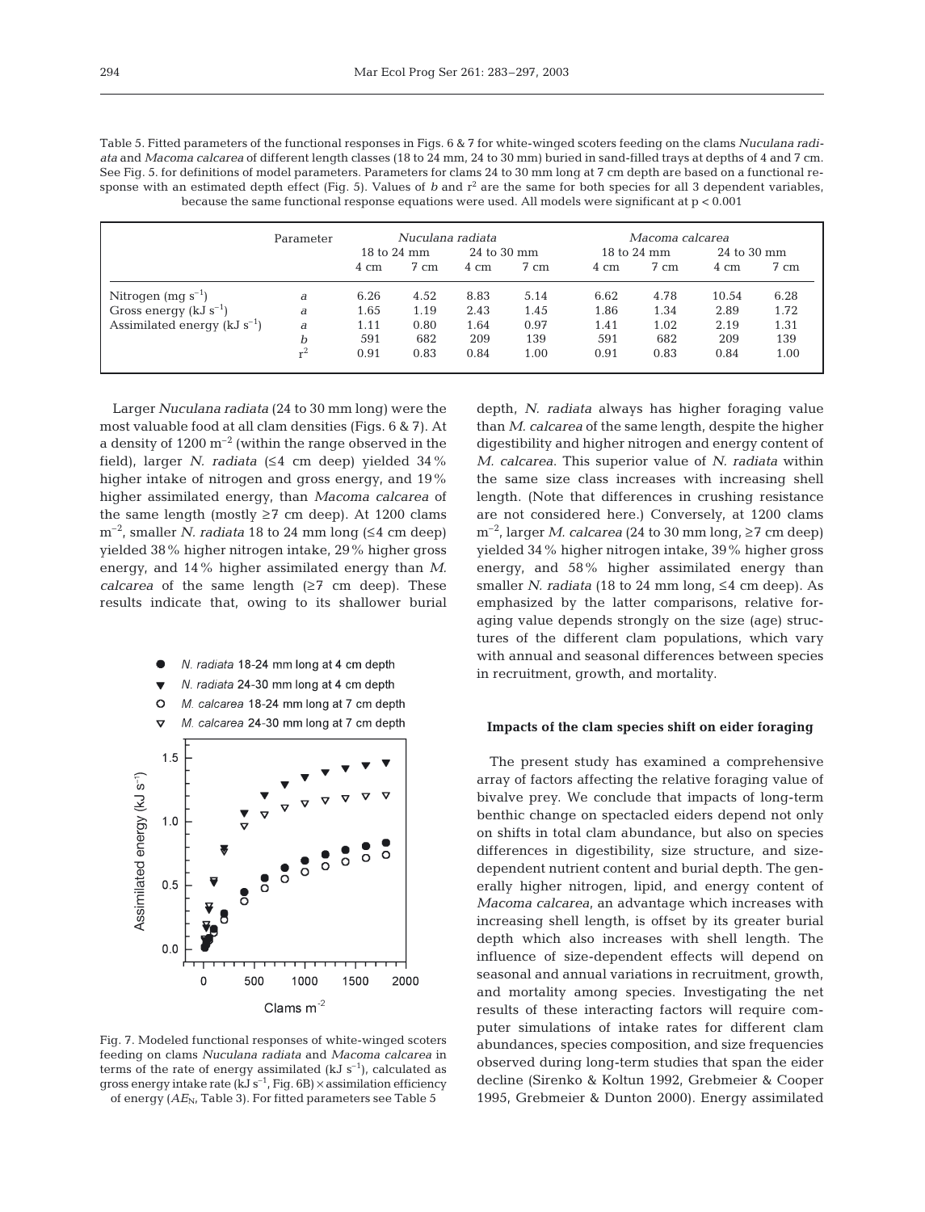Table 5. Fitted parameters of the functional responses in Figs. 6 & 7 for white-winged scoters feeding on the clams *Nuculana radiata* and *Macoma calcarea* of different length classes (18 to 24 mm, 24 to 30 mm) buried in sand-filled trays at depths of 4 and 7 cm. See Fig. 5. for definitions of model parameters. Parameters for clams 24 to 30 mm long at 7 cm depth are based on a functional response with an estimated depth effect (Fig. 5). Values of $b$ and $r^2$ are the same for both species for all 3 dependent variables, because the same functional response equations were used. All models were significant at $p < 0.001$

| | Parameter | *Nuculana radiata* | | | | *Macoma calcarea* | | | |
|---|---|---|---|---|---|---|---|---|---|
| | | 18 to 24 mm | | 24 to 30 mm | | 18 to 24 mm | | 24 to 30 mm | |
| | | 4 cm | 7 cm | 4 cm | 7 cm | 4 cm | 7 cm | 4 cm | 7 cm |
| Nitrogen (mg $s^{-1}$) | $a$ | 6.26 | 4.52 | 8.83 | 5.14 | 6.62 | 4.78 | 10.54 | 6.28 |
| Gross energy (kJ $s^{-1}$) | $a$ | 1.65 | 1.19 | 2.43 | 1.45 | 1.86 | 1.34 | 2.89 | 1.72 |
| Assimilated energy (kJ $s^{-1}$) | $a$ | 1.11 | 0.80 | 1.64 | 0.97 | 1.41 | 1.02 | 2.19 | 1.31 |
| | $b$ | 591 | 682 | 209 | 139 | 591 | 682 | 209 | 139 |
| | $r^2$ | 0.91 | 0.83 | 0.84 | 1.00 | 0.91 | 0.83 | 0.84 | 1.00 |

Larger *Nuculana radiata* (24 to 30 mm long) were the most valuable food at all clam densities (Figs. 6 & 7). At a density of 1200 $m^{-2}$ (within the range observed in the field), larger *N. radiata* (≤4 cm deep) yielded 34% higher intake of nitrogen and gross energy, and 19% higher assimilated energy, than *Macoma calcarea* of the same length (mostly ≥7 cm deep). At 1200 clams $m^{-2}$, smaller *N. radiata* 18 to 24 mm long (≤4 cm deep) yielded 38% higher nitrogen intake, 29% higher gross energy, and 14% higher assimilated energy than *M. calcarea* of the same length (≥7 cm deep). These results indicate that, owing to its shallower burial depth, *N. radiata* always has higher foraging value than *M. calcarea* of the same length, despite the higher digestibility and higher nitrogen and energy content of *M. calcarea*. This superior value of *N. radiata* within the same size class increases with increasing shell length. (Note that differences in crushing resistance are not considered here.) Conversely, at 1200 clams $m^{-2}$, larger *M. calcarea* (24 to 30 mm long, ≥7 cm deep) yielded 34% higher nitrogen intake, 39% higher gross energy, and 58% higher assimilated energy than smaller *N. radiata* (18 to 24 mm long, ≤4 cm deep). As emphasized by the latter comparisons, relative foraging value depends strongly on the size (age) structures of the different clam populations, which vary with annual and seasonal differences between species in recruitment, growth, and mortality.

Fig. 7. Modeled functional responses of white-winged scoters feeding on clams *Nuculana radiata* and *Macoma calcarea* in terms of the rate of energy assimilated (kJ $s^{-1}$), calculated as gross energy intake rate (kJ $s^{-1}$, Fig. 6B) × assimilation efficiency of energy ($AE_N$, Table 3). For fitted parameters see Table 5

### Impacts of the clam species shift on eider foraging

The present study has examined a comprehensive array of factors affecting the relative foraging value of bivalve prey. We conclude that impacts of long-term benthic change on spectacled eiders depend not only on shifts in total clam abundance, but also on species differences in digestibility, size structure, and size-dependent nutrient content and burial depth. The generally higher nitrogen, lipid, and energy content of *Macoma calcarea*, an advantage which increases with increasing shell length, is offset by its greater burial depth which also increases with shell length. The influence of size-dependent effects will depend on seasonal and annual variations in recruitment, growth, and mortality among species. Investigating the net results of these interacting factors will require computer simulations of intake rates for different clam abundances, species composition, and size frequencies observed during long-term studies that span the eider decline (Sirenko & Koltun 1992, Grebmeier & Cooper 1995, Grebmeier & Dunton 2000). Energy assimilated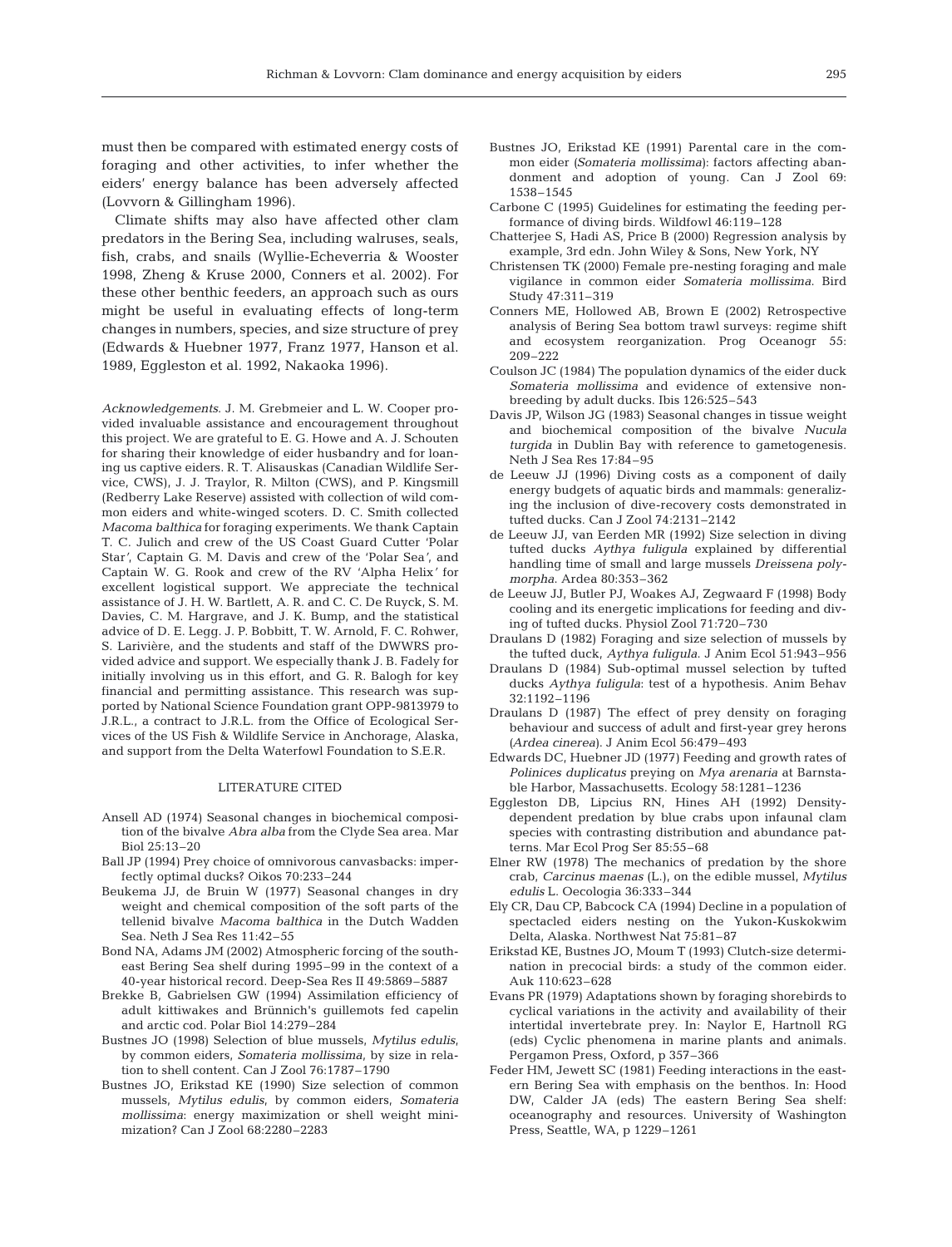must then be compared with estimated energy costs of foraging and other activities, to infer whether the eiders' energy balance has been adversely affected (Lovvorn & Gillingham 1996).

Climate shifts may also have affected other clam predators in the Bering Sea, including walruses, seals, fish, crabs, and snails (Wyllie-Echeverria & Wooster 1998, Zheng & Kruse 2000, Conners et al. 2002). For these other benthic feeders, an approach such as ours might be useful in evaluating effects of long-term changes in numbers, species, and size structure of prey (Edwards & Huebner 1977, Franz 1977, Hanson et al. 1989, Eggleston et al. 1992, Nakaoka 1996).

*Acknowledgements*. J. M. Grebmeier and L. W. Cooper provided invaluable assistance and encouragement throughout this project. We are grateful to E. G. Howe and A. J. Schouten for sharing their knowledge of eider husbandry and for loaning us captive eiders. R. T. Alisauskas (Canadian Wildlife Service, CWS), J. J. Traylor, R. Milton (CWS), and P. Kingsmill (Redberry Lake Reserve) assisted with collection of wild common eiders and white-winged scoters. D. C. Smith collected *Macoma balthica* for foraging experiments. We thank Captain T. C. Julich and crew of the US Coast Guard Cutter 'Polar Star', Captain G. M. Davis and crew of the 'Polar Sea', and Captain W. G. Rook and crew of the RV 'Alpha Helix' for excellent logistical support. We appreciate the technical assistance of J. H. W. Bartlett, A. R. and C. C. De Ruyck, S. M. Davies, C. M. Hargrave, and J. K. Bump, and the statistical advice of D. E. Legg. J. P. Bobbitt, T. W. Arnold, F. C. Rohwer, S. Larivière, and the students and staff of the DWWRS provided advice and support. We especially thank J. B. Fadely for initially involving us in this effort, and G. R. Balogh for key financial and permitting assistance. This research was supported by National Science Foundation grant OPP-9813979 to J.R.L., a contract to J.R.L. from the Office of Ecological Services of the US Fish & Wildlife Service in Anchorage, Alaska, and support from the Delta Waterfowl Foundation to S.E.R.

## LITERATURE CITED

Ansell AD (1974) Seasonal changes in biochemical composition of the bivalve *Abra alba* from the Clyde Sea area. Mar Biol 25:13–20

Ball JP (1994) Prey choice of omnivorous canvasbacks: imperfectly optimal ducks? Oikos 70:233–244

Beukema JJ, de Bruin W (1977) Seasonal changes in dry weight and chemical composition of the soft parts of the tellenid bivalve *Macoma balthica* in the Dutch Wadden Sea. Neth J Sea Res 11:42–55

Bond NA, Adams JM (2002) Atmospheric forcing of the southeast Bering Sea shelf during 1995–99 in the context of a 40-year historical record. Deep-Sea Res II 49:5869–5887

Brekke B, Gabrielsen GW (1994) Assimilation efficiency of adult kittiwakes and Brünnich's guillemots fed capelin and arctic cod. Polar Biol 14:279–284

Bustnes JO (1998) Selection of blue mussels, *Mytilus edulis*, by common eiders, *Somateria mollissima*, by size in relation to shell content. Can J Zool 76:1787–1790

Bustnes JO, Erikstad KE (1990) Size selection of common mussels, *Mytilus edulis*, by common eiders, *Somateria mollissima*: energy maximization or shell weight minimization? Can J Zool 68:2280–2283

Bustnes JO, Erikstad KE (1991) Parental care in the common eider (*Somateria mollissima*): factors affecting abandonment and adoption of young. Can J Zool 69: 1538–1545

Carbone C (1995) Guidelines for estimating the feeding performance of diving birds. Wildfowl 46:119–128

Chatterjee S, Hadi AS, Price B (2000) Regression analysis by example, 3rd edn. John Wiley & Sons, New York, NY

Christensen TK (2000) Female pre-nesting foraging and male vigilance in common eider *Somateria mollissima*. Bird Study 47:311–319

Conners ME, Hollowed AB, Brown E (2002) Retrospective analysis of Bering Sea bottom trawl surveys: regime shift and ecosystem reorganization. Prog Oceanogr 55: 209–222

Coulson JC (1984) The population dynamics of the eider duck *Somateria mollissima* and evidence of extensive non-breeding by adult ducks. Ibis 126:525–543

Davis JP, Wilson JG (1983) Seasonal changes in tissue weight and biochemical composition of the bivalve *Nucula turgida* in Dublin Bay with reference to gametogenesis. Neth J Sea Res 17:84–95

de Leeuw JJ (1996) Diving costs as a component of daily energy budgets of aquatic birds and mammals: generalizing the inclusion of dive-recovery costs demonstrated in tufted ducks. Can J Zool 74:2131–2142

de Leeuw JJ, van Eerden MR (1992) Size selection in diving tufted ducks *Aythya fuligula* explained by differential handling time of small and large mussels *Dreissena polymorpha*. Ardea 80:353–362

de Leeuw JJ, Butler PJ, Woakes AJ, Zegwaard F (1998) Body cooling and its energetic implications for feeding and diving of tufted ducks. Physiol Zool 71:720–730

Draulans D (1982) Foraging and size selection of mussels by the tufted duck, *Aythya fuligula*. J Anim Ecol 51:943–956

Draulans D (1984) Sub-optimal mussel selection by tufted ducks *Aythya fuligula*: test of a hypothesis. Anim Behav 32:1192–1196

Draulans D (1987) The effect of prey density on foraging behaviour and success of adult and first-year grey herons (*Ardea cinerea*). J Anim Ecol 56:479–493

Edwards DC, Huebner JD (1977) Feeding and growth rates of *Polinices duplicatus* preying on *Mya arenaria* at Barnstable Harbor, Massachusetts. Ecology 58:1281–1236

Eggleston DB, Lipcius RN, Hines AH (1992) Density-dependent predation by blue crabs upon infaunal clam species with contrasting distribution and abundance patterns. Mar Ecol Prog Ser 85:55–68

Elner RW (1978) The mechanics of predation by the shore crab, *Carcinus maenas* (L.), on the edible mussel, *Mytilus edulis* L. Oecologia 36:333–344

Ely CR, Dau CP, Babcock CA (1994) Decline in a population of spectacled eiders nesting on the Yukon-Kuskokwim Delta, Alaska. Northwest Nat 75:81–87

Erikstad KE, Bustnes JO, Moum T (1993) Clutch-size determination in precocial birds: a study of the common eider. Auk 110:623–628

Evans PR (1979) Adaptations shown by foraging shorebirds to cyclical variations in the activity and availability of their intertidal invertebrate prey. In: Naylor E, Hartnoll RG (eds) Cyclic phenomena in marine plants and animals. Pergamon Press, Oxford, p 357–366

Feder HM, Jewett SC (1981) Feeding interactions in the eastern Bering Sea with emphasis on the benthos. In: Hood DW, Calder JA (eds) The eastern Bering Sea shelf: oceanography and resources. University of Washington Press, Seattle, WA, p 1229–1261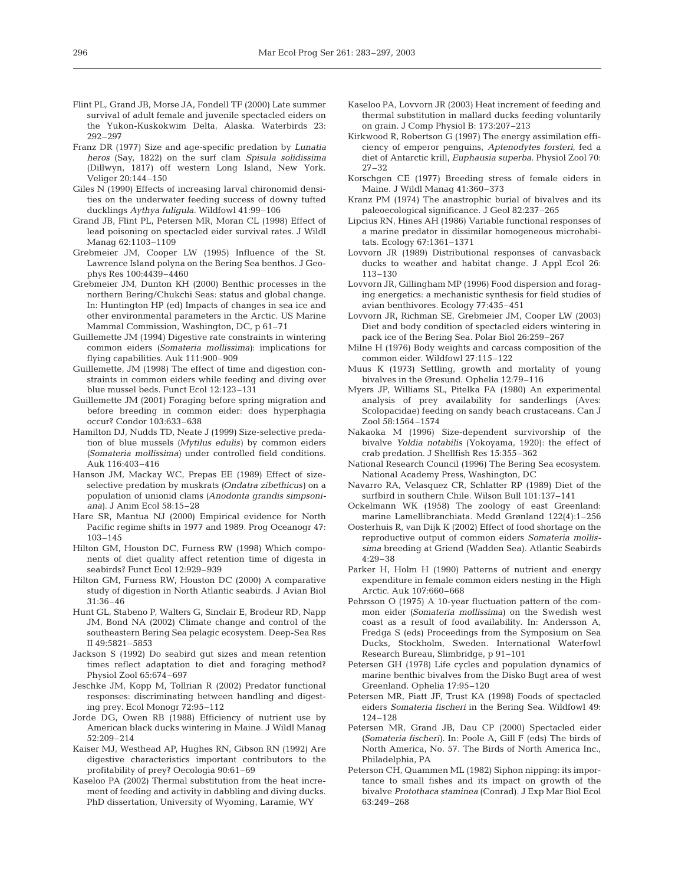Flint PL, Grand JB, Morse JA, Fondell TF (2000) Late summer survival of adult female and juvenile spectacled eiders on the Yukon-Kuskokwim Delta, Alaska. Waterbirds 23: 292–297

Franz DR (1977) Size and age-specific predation by *Lunatia heros* (Say, 1822) on the surf clam *Spisula solidissima* (Dillwyn, 1817) off western Long Island, New York. Veliger 20:144–150

Giles N (1990) Effects of increasing larval chironomid densities on the underwater feeding success of downy tufted ducklings *Aythya fuligula*. Wildfowl 41:99–106

Grand JB, Flint PL, Petersen MR, Moran CL (1998) Effect of lead poisoning on spectacled eider survival rates. J Wildl Manag 62:1103–1109

Grebmeier JM, Cooper LW (1995) Influence of the St. Lawrence Island polyna on the Bering Sea benthos. J Geophys Res 100:4439–4460

Grebmeier JM, Dunton KH (2000) Benthic processes in the northern Bering/Chukchi Seas: status and global change. In: Huntington HP (ed) Impacts of changes in sea ice and other environmental parameters in the Arctic. US Marine Mammal Commission, Washington, DC, p 61–71

Guillemette JM (1994) Digestive rate constraints in wintering common eiders (*Somateria mollissima*): implications for flying capabilities. Auk 111:900–909

Guillemette, JM (1998) The effect of time and digestion constraints in common eiders while feeding and diving over blue mussel beds. Funct Ecol 12:123–131

Guillemette JM (2001) Foraging before spring migration and before breeding in common eider: does hyperphagia occur? Condor 103:633–638

Hamilton DJ, Nudds TD, Neate J (1999) Size-selective predation of blue mussels (*Mytilus edulis*) by common eiders (*Somateria mollissima*) under controlled field conditions. Auk 116:403–416

Hanson JM, Mackay WC, Prepas EE (1989) Effect of size-selective predation by muskrats (*Ondatra zibethicus*) on a population of unionid clams (*Anodonta grandis simpsoniana*). J Anim Ecol 58:15–28

Hare SR, Mantua NJ (2000) Empirical evidence for North Pacific regime shifts in 1977 and 1989. Prog Oceanogr 47: 103–145

Hilton GM, Houston DC, Furness RW (1998) Which components of diet quality affect retention time of digesta in seabirds? Funct Ecol 12:929–939

Hilton GM, Furness RW, Houston DC (2000) A comparative study of digestion in North Atlantic seabirds. J Avian Biol 31:36–46

Hunt GL, Stabeno P, Walters G, Sinclair E, Brodeur RD, Napp JM, Bond NA (2002) Climate change and control of the southeastern Bering Sea pelagic ecosystem. Deep-Sea Res II 49:5821–5853

Jackson S (1992) Do seabird gut sizes and mean retention times reflect adaptation to diet and foraging method? Physiol Zool 65:674–697

Jeschke JM, Kopp M, Tollrian R (2002) Predator functional responses: discriminating between handling and digesting prey. Ecol Monogr 72:95–112

Jorde DG, Owen RB (1988) Efficiency of nutrient use by American black ducks wintering in Maine. J Wildl Manag 52:209–214

Kaiser MJ, Westhead AP, Hughes RN, Gibson RN (1992) Are digestive characteristics important contributors to the profitability of prey? Oecologia 90:61–69

Kaseloo PA (2002) Thermal substitution from the heat increment of feeding and activity in dabbling and diving ducks. PhD dissertation, University of Wyoming, Laramie, WY

Kaseloo PA, Lovvorn JR (2003) Heat increment of feeding and thermal substitution in mallard ducks feeding voluntarily on grain. J Comp Physiol B: 173:207–213

Kirkwood R, Robertson G (1997) The energy assimilation efficiency of emperor penguins, *Aptenodytes forsteri*, fed a diet of Antarctic krill, *Euphausia superba*. Physiol Zool 70: 27–32

Korschgen CE (1977) Breeding stress of female eiders in Maine. J Wildl Manag 41:360–373

Kranz PM (1974) The anastrophic burial of bivalves and its paleoecological significance. J Geol 82:237–265

Lipcius RN, Hines AH (1986) Variable functional responses of a marine predator in dissimilar homogeneous microhabitats. Ecology 67:1361–1371

Lovvorn JR (1989) Distributional responses of canvasback ducks to weather and habitat change. J Appl Ecol 26: 113–130

Lovvorn JR, Gillingham MP (1996) Food dispersion and foraging energetics: a mechanistic synthesis for field studies of avian benthivores. Ecology 77:435–451

Lovvorn JR, Richman SE, Grebmeier JM, Cooper LW (2003) Diet and body condition of spectacled eiders wintering in pack ice of the Bering Sea. Polar Biol 26:259–267

Milne H (1976) Body weights and carcass composition of the common eider. Wildfowl 27:115–122

Muus K (1973) Settling, growth and mortality of young bivalves in the Øresund. Ophelia 12:79–116

Myers JP, Williams SL, Pitelka FA (1980) An experimental analysis of prey availability for sanderlings (Aves: Scolopacidae) feeding on sandy beach crustaceans. Can J Zool 58:1564–1574

Nakaoka M (1996) Size-dependent survivorship of the bivalve *Yoldia notabilis* (Yokoyama, 1920): the effect of crab predation. J Shellfish Res 15:355–362

National Research Council (1996) The Bering Sea ecosystem. National Academy Press, Washington, DC

Navarro RA, Velasquez CR, Schlatter RP (1989) Diet of the surfbird in southern Chile. Wilson Bull 101:137–141

Ockelmann WK (1958) The zoology of east Greenland: marine Lamellibranchiata. Medd Grønland 122(4):1–256

Oosterhuis R, van Dijk K (2002) Effect of food shortage on the reproductive output of common eiders *Somateria mollissima* breeding at Griend (Wadden Sea). Atlantic Seabirds 4:29–38

Parker H, Holm H (1990) Patterns of nutrient and energy expenditure in female common eiders nesting in the High Arctic. Auk 107:660–668

Pehrsson O (1975) A 10-year fluctuation pattern of the common eider (*Somateria mollissima*) on the Swedish west coast as a result of food availability. In: Andersson A, Fredga S (eds) Proceedings from the Symposium on Sea Ducks, Stockholm, Sweden. International Waterfowl Research Bureau, Slimbridge, p 91–101

Petersen GH (1978) Life cycles and population dynamics of marine benthic bivalves from the Disko Bugt area of west Greenland. Ophelia 17:95–120

Petersen MR, Piatt JF, Trust KA (1998) Foods of spectacled eiders *Somateria fischeri* in the Bering Sea. Wildfowl 49: 124–128

Petersen MR, Grand JB, Dau CP (2000) Spectacled eider (*Somateria fischeri*). In: Poole A, Gill F (eds) The birds of North America, No. 57. The Birds of North America Inc., Philadelphia, PA

Peterson CH, Quammen ML (1982) Siphon nipping: its importance to small fishes and its impact on growth of the bivalve *Protothaca staminea* (Conrad). J Exp Mar Biol Ecol 63:249–268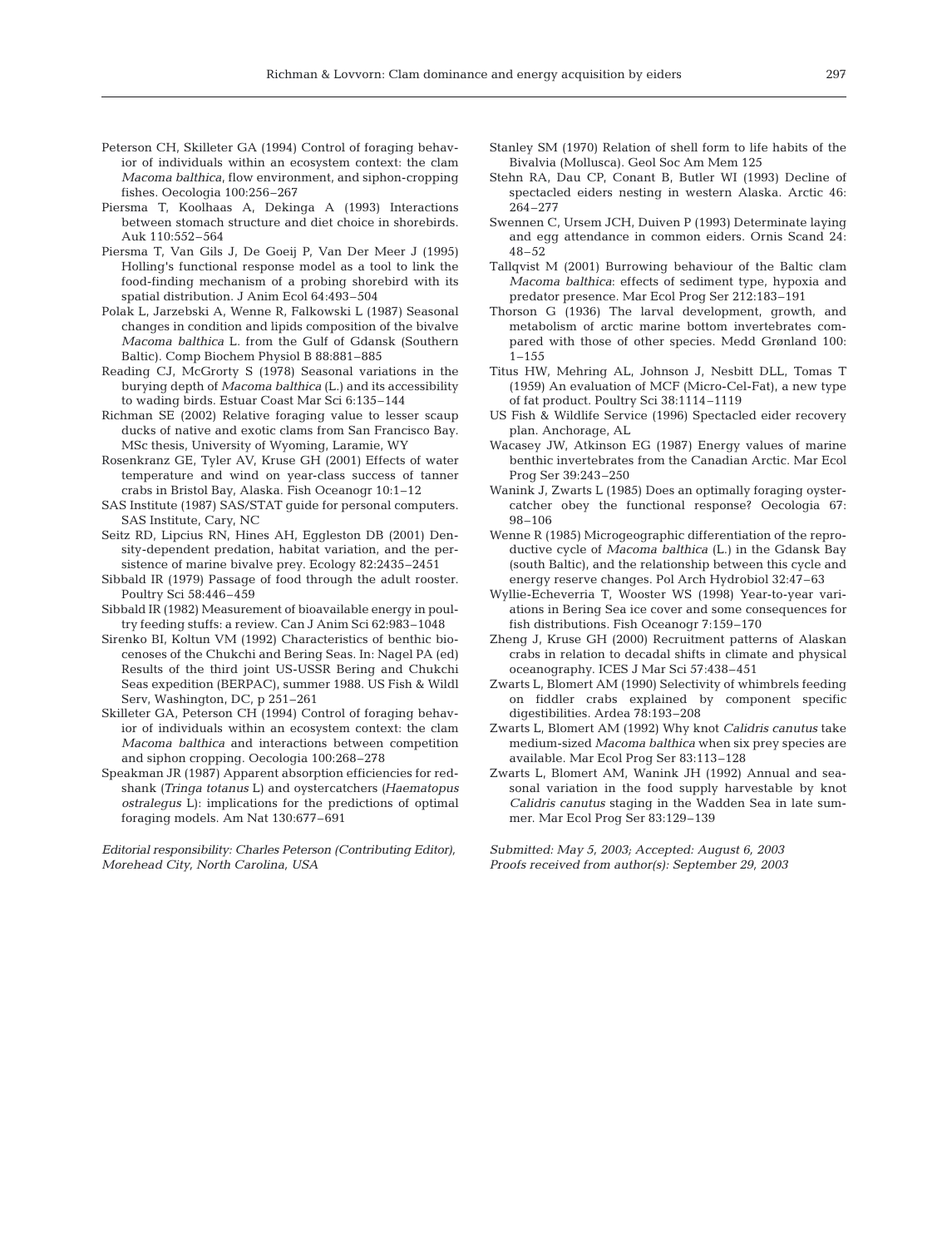Peterson CH, Skilleter GA (1994) Control of foraging behavior of individuals within an ecosystem context: the clam *Macoma balthica*, flow environment, and siphon-cropping fishes. Oecologia 100:256–267

Piersma T, Koolhaas A, Dekinga A (1993) Interactions between stomach structure and diet choice in shorebirds. Auk 110:552–564

Piersma T, Van Gils J, De Goeij P, Van Der Meer J (1995) Holling's functional response model as a tool to link the food-finding mechanism of a probing shorebird with its spatial distribution. J Anim Ecol 64:493–504

Polak L, Jarzebski A, Wenne R, Falkowski L (1987) Seasonal changes in condition and lipids composition of the bivalve *Macoma balthica* L. from the Gulf of Gdansk (Southern Baltic). Comp Biochem Physiol B 88:881–885

Reading CJ, McGrorty S (1978) Seasonal variations in the burying depth of *Macoma balthica* (L.) and its accessibility to wading birds. Estuar Coast Mar Sci 6:135–144

Richman SE (2002) Relative foraging value to lesser scaup ducks of native and exotic clams from San Francisco Bay. MSc thesis, University of Wyoming, Laramie, WY

Rosenkranz GE, Tyler AV, Kruse GH (2001) Effects of water temperature and wind on year-class success of tanner crabs in Bristol Bay, Alaska. Fish Oceanogr 10:1–12

SAS Institute (1987) SAS/STAT guide for personal computers. SAS Institute, Cary, NC

Seitz RD, Lipcius RN, Hines AH, Eggleston DB (2001) Density-dependent predation, habitat variation, and the persistence of marine bivalve prey. Ecology 82:2435–2451

Sibbald IR (1979) Passage of food through the adult rooster. Poultry Sci 58:446–459

Sibbald IR (1982) Measurement of bioavailable energy in poultry feeding stuffs: a review. Can J Anim Sci 62:983–1048

Sirenko BI, Koltun VM (1992) Characteristics of benthic biocenoses of the Chukchi and Bering Seas. In: Nagel PA (ed) Results of the third joint US-USSR Bering and Chukchi Seas expedition (BERPAC), summer 1988. US Fish & Wildl Serv, Washington, DC, p 251–261

Skilleter GA, Peterson CH (1994) Control of foraging behavior of individuals within an ecosystem context: the clam *Macoma balthica* and interactions between competition and siphon cropping. Oecologia 100:268–278

Speakman JR (1987) Apparent absorption efficiencies for redshank (*Tringa totanus* L) and oystercatchers (*Haematopus ostralegus* L): implications for the predictions of optimal foraging models. Am Nat 130:677–691

Stanley SM (1970) Relation of shell form to life habits of the Bivalvia (Mollusca). Geol Soc Am Mem 125

Stehn RA, Dau CP, Conant B, Butler WI (1993) Decline of spectacled eiders nesting in western Alaska. Arctic 46: 264–277

Swennen C, Ursem JCH, Duiven P (1993) Determinate laying and egg attendance in common eiders. Ornis Scand 24: 48–52

Tallqvist M (2001) Burrowing behaviour of the Baltic clam *Macoma balthica*: effects of sediment type, hypoxia and predator presence. Mar Ecol Prog Ser 212:183–191

Thorson G (1936) The larval development, growth, and metabolism of arctic marine bottom invertebrates compared with those of other species. Medd Grønland 100: 1–155

Titus HW, Mehring AL, Johnson J, Nesbitt DLL, Tomas T (1959) An evaluation of MCF (Micro-Cel-Fat), a new type of fat product. Poultry Sci 38:1114–1119

US Fish & Wildlife Service (1996) Spectacled eider recovery plan. Anchorage, AL

Wacasey JW, Atkinson EG (1987) Energy values of marine benthic invertebrates from the Canadian Arctic. Mar Ecol Prog Ser 39:243–250

Wanink J, Zwarts L (1985) Does an optimally foraging oystercatcher obey the functional response? Oecologia 67: 98–106

Wenne R (1985) Microgeographic differentiation of the reproductive cycle of *Macoma balthica* (L.) in the Gdansk Bay (south Baltic), and the relationship between this cycle and energy reserve changes. Pol Arch Hydrobiol 32:47–63

Wyllie-Echeverria T, Wooster WS (1998) Year-to-year variations in Bering Sea ice cover and some consequences for fish distributions. Fish Oceanogr 7:159–170

Zheng J, Kruse GH (2000) Recruitment patterns of Alaskan crabs in relation to decadal shifts in climate and physical oceanography. ICES J Mar Sci 57:438–451

Zwarts L, Blomert AM (1990) Selectivity of whimbrels feeding on fiddler crabs explained by component specific digestibilities. Ardea 78:193–208

Zwarts L, Blomert AM (1992) Why knot *Calidris canutus* take medium-sized *Macoma balthica* when six prey species are available. Mar Ecol Prog Ser 83:113–128

Zwarts L, Blomert AM, Wanink JH (1992) Annual and seasonal variation in the food supply harvestable by knot *Calidris canutus* staging in the Wadden Sea in late summer. Mar Ecol Prog Ser 83:129–139

*Editorial responsibility: Charles Peterson (Contributing Editor), Morehead City, North Carolina, USA*

*Submitted: May 5, 2003; Accepted: August 6, 2003*
*Proofs received from author(s): September 29, 2003*